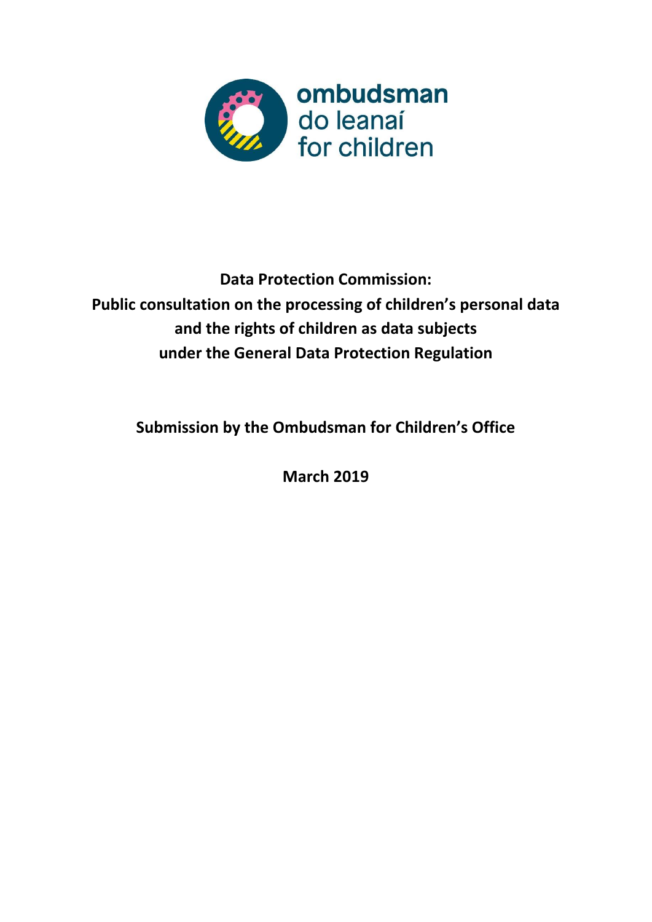ombudsman
do leanaí
for children

**Data Protection Commission:**
**Public consultation on the processing of children's personal data and the rights of children as data subjects under the General Data Protection Regulation**

**Submission by the Ombudsman for Children's Office**

**March 2019**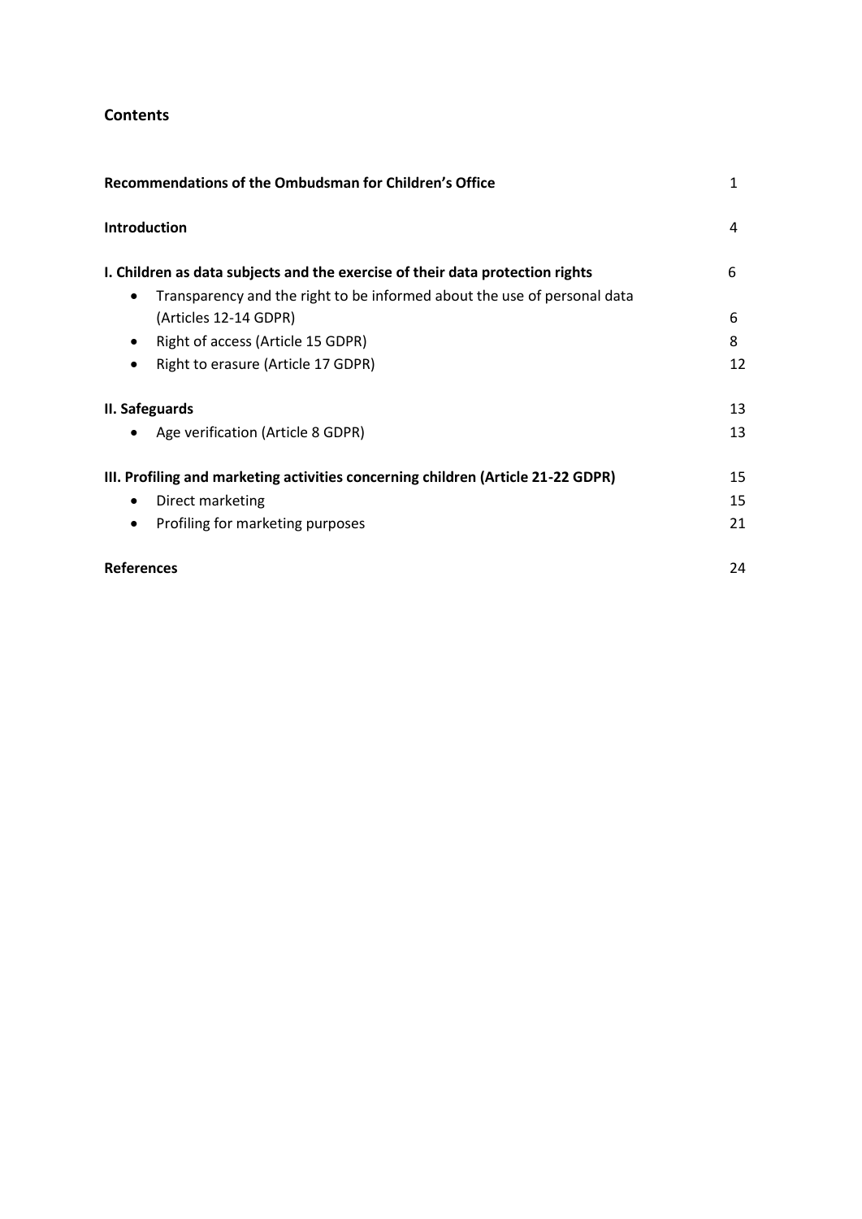## Contents

| | |
|---|---|
| **Recommendations of the Ombudsman for Children's Office** | 1 |
| **Introduction** | 4 |
| **I. Children as data subjects and the exercise of their data protection rights** | 6 |
| • Transparency and the right to be informed about the use of personal data (Articles 12-14 GDPR) | 6 |
| • Right of access (Article 15 GDPR) | 8 |
| • Right to erasure (Article 17 GDPR) | 12 |
| **II. Safeguards** | 13 |
| • Age verification (Article 8 GDPR) | 13 |
| **III. Profiling and marketing activities concerning children (Article 21-22 GDPR)** | 15 |
| • Direct marketing | 15 |
| • Profiling for marketing purposes | 21 |
| **References** | 24 |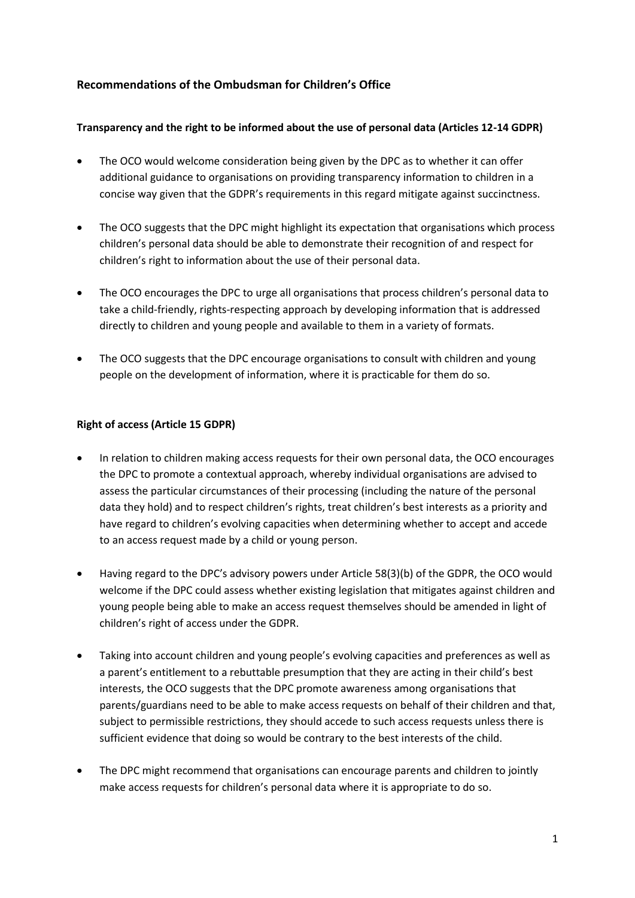## Recommendations of the Ombudsman for Children's Office

### Transparency and the right to be informed about the use of personal data (Articles 12-14 GDPR)

- The OCO would welcome consideration being given by the DPC as to whether it can offer additional guidance to organisations on providing transparency information to children in a concise way given that the GDPR's requirements in this regard mitigate against succinctness.
- The OCO suggests that the DPC might highlight its expectation that organisations which process children's personal data should be able to demonstrate their recognition of and respect for children's right to information about the use of their personal data.
- The OCO encourages the DPC to urge all organisations that process children's personal data to take a child-friendly, rights-respecting approach by developing information that is addressed directly to children and young people and available to them in a variety of formats.
- The OCO suggests that the DPC encourage organisations to consult with children and young people on the development of information, where it is practicable for them do so.

### Right of access (Article 15 GDPR)

- In relation to children making access requests for their own personal data, the OCO encourages the DPC to promote a contextual approach, whereby individual organisations are advised to assess the particular circumstances of their processing (including the nature of the personal data they hold) and to respect children's rights, treat children's best interests as a priority and have regard to children's evolving capacities when determining whether to accept and accede to an access request made by a child or young person.
- Having regard to the DPC's advisory powers under Article 58(3)(b) of the GDPR, the OCO would welcome if the DPC could assess whether existing legislation that mitigates against children and young people being able to make an access request themselves should be amended in light of children's right of access under the GDPR.
- Taking into account children and young people's evolving capacities and preferences as well as a parent's entitlement to a rebuttable presumption that they are acting in their child's best interests, the OCO suggests that the DPC promote awareness among organisations that parents/guardians need to be able to make access requests on behalf of their children and that, subject to permissible restrictions, they should accede to such access requests unless there is sufficient evidence that doing so would be contrary to the best interests of the child.
- The DPC might recommend that organisations can encourage parents and children to jointly make access requests for children's personal data where it is appropriate to do so.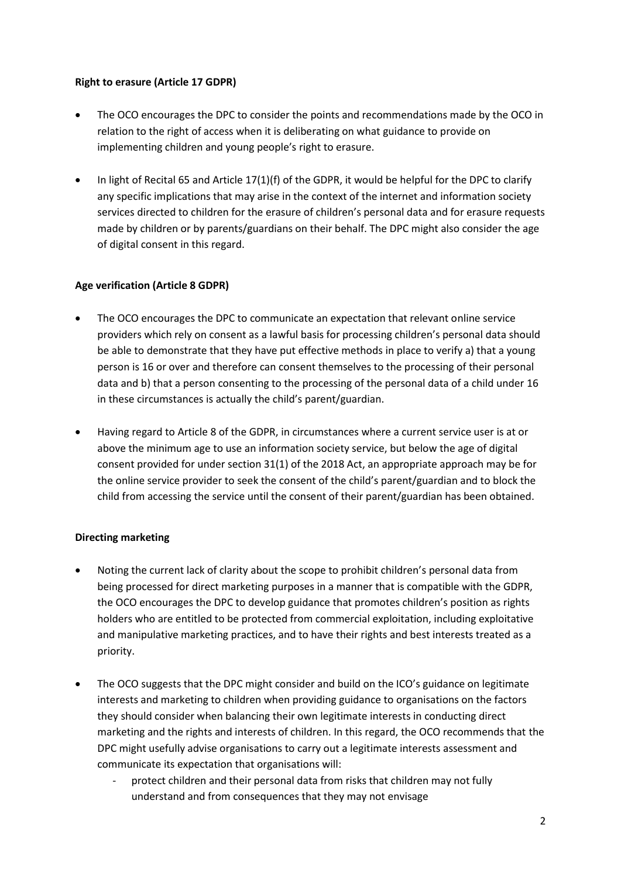**Right to erasure (Article 17 GDPR)**

- The OCO encourages the DPC to consider the points and recommendations made by the OCO in relation to the right of access when it is deliberating on what guidance to provide on implementing children and young people's right to erasure.

- In light of Recital 65 and Article 17(1)(f) of the GDPR, it would be helpful for the DPC to clarify any specific implications that may arise in the context of the internet and information society services directed to children for the erasure of children's personal data and for erasure requests made by children or by parents/guardians on their behalf. The DPC might also consider the age of digital consent in this regard.

**Age verification (Article 8 GDPR)**

- The OCO encourages the DPC to communicate an expectation that relevant online service providers which rely on consent as a lawful basis for processing children's personal data should be able to demonstrate that they have put effective methods in place to verify a) that a young person is 16 or over and therefore can consent themselves to the processing of their personal data and b) that a person consenting to the processing of the personal data of a child under 16 in these circumstances is actually the child's parent/guardian.

- Having regard to Article 8 of the GDPR, in circumstances where a current service user is at or above the minimum age to use an information society service, but below the age of digital consent provided for under section 31(1) of the 2018 Act, an appropriate approach may be for the online service provider to seek the consent of the child's parent/guardian and to block the child from accessing the service until the consent of their parent/guardian has been obtained.

**Directing marketing**

- Noting the current lack of clarity about the scope to prohibit children's personal data from being processed for direct marketing purposes in a manner that is compatible with the GDPR, the OCO encourages the DPC to develop guidance that promotes children's position as rights holders who are entitled to be protected from commercial exploitation, including exploitative and manipulative marketing practices, and to have their rights and best interests treated as a priority.

- The OCO suggests that the DPC might consider and build on the ICO's guidance on legitimate interests and marketing to children when providing guidance to organisations on the factors they should consider when balancing their own legitimate interests in conducting direct marketing and the rights and interests of children. In this regard, the OCO recommends that the DPC might usefully advise organisations to carry out a legitimate interests assessment and communicate its expectation that organisations will:
    - protect children and their personal data from risks that children may not fully understand and from consequences that they may not envisage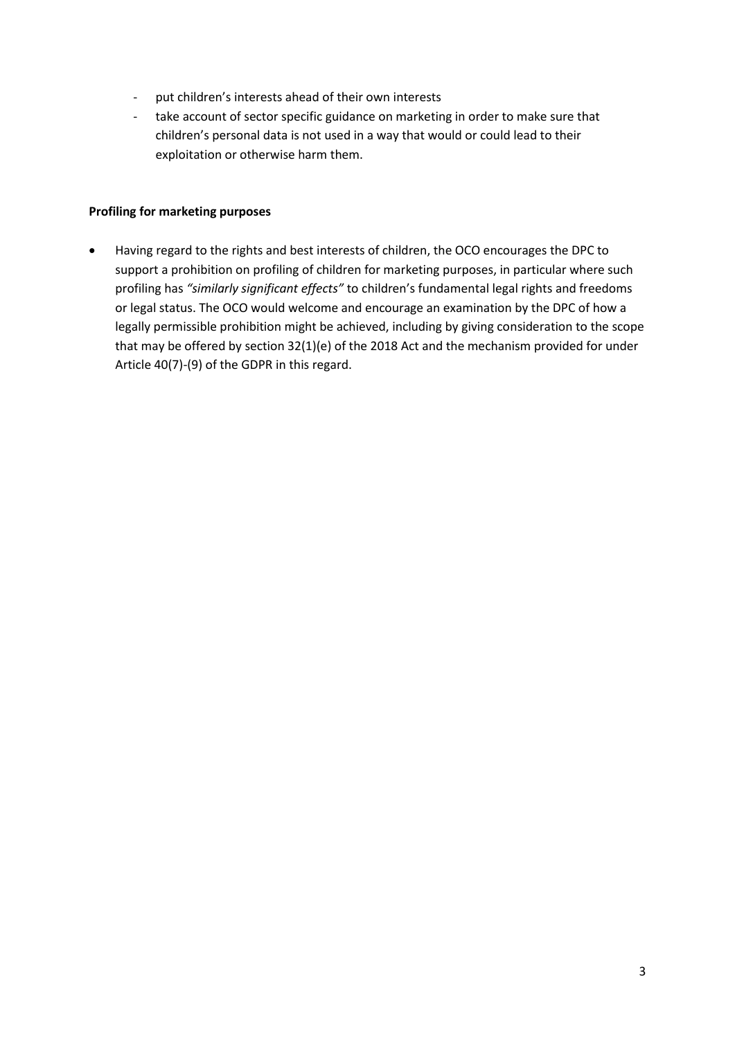- put children's interests ahead of their own interests
- take account of sector specific guidance on marketing in order to make sure that children's personal data is not used in a way that would or could lead to their exploitation or otherwise harm them.

**Profiling for marketing purposes**

- Having regard to the rights and best interests of children, the OCO encourages the DPC to support a prohibition on profiling of children for marketing purposes, in particular where such profiling has *"similarly significant effects"* to children's fundamental legal rights and freedoms or legal status. The OCO would welcome and encourage an examination by the DPC of how a legally permissible prohibition might be achieved, including by giving consideration to the scope that may be offered by section 32(1)(e) of the 2018 Act and the mechanism provided for under Article 40(7)-(9) of the GDPR in this regard.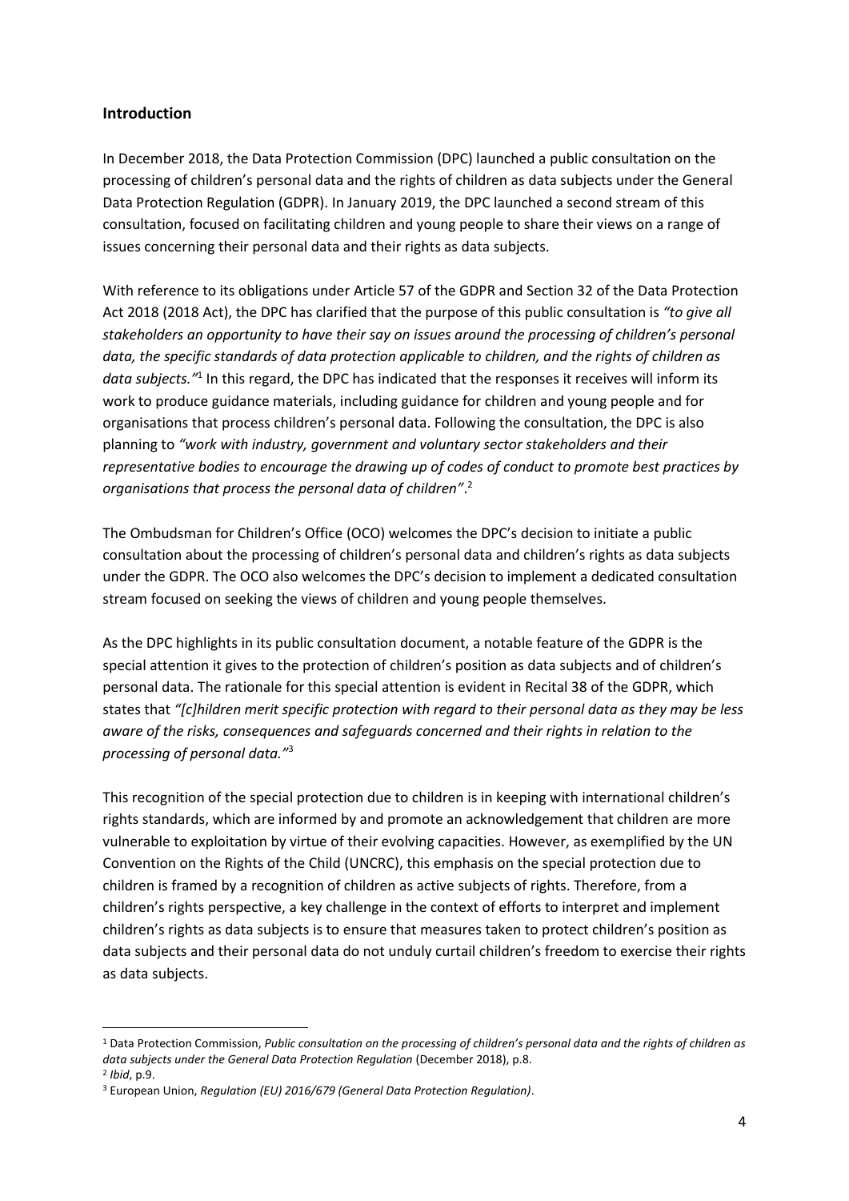## Introduction

In December 2018, the Data Protection Commission (DPC) launched a public consultation on the processing of children's personal data and the rights of children as data subjects under the General Data Protection Regulation (GDPR). In January 2019, the DPC launched a second stream of this consultation, focused on facilitating children and young people to share their views on a range of issues concerning their personal data and their rights as data subjects.

With reference to its obligations under Article 57 of the GDPR and Section 32 of the Data Protection Act 2018 (2018 Act), the DPC has clarified that the purpose of this public consultation is *"to give all stakeholders an opportunity to have their say on issues around the processing of children's personal data, the specific standards of data protection applicable to children, and the rights of children as data subjects."*[1] In this regard, the DPC has indicated that the responses it receives will inform its work to produce guidance materials, including guidance for children and young people and for organisations that process children's personal data. Following the consultation, the DPC is also planning to *"work with industry, government and voluntary sector stakeholders and their representative bodies to encourage the drawing up of codes of conduct to promote best practices by organisations that process the personal data of children"*.[2]

The Ombudsman for Children's Office (OCO) welcomes the DPC's decision to initiate a public consultation about the processing of children's personal data and children's rights as data subjects under the GDPR. The OCO also welcomes the DPC's decision to implement a dedicated consultation stream focused on seeking the views of children and young people themselves.

As the DPC highlights in its public consultation document, a notable feature of the GDPR is the special attention it gives to the protection of children's position as data subjects and of children's personal data. The rationale for this special attention is evident in Recital 38 of the GDPR, which states that *"[c]hildren merit specific protection with regard to their personal data as they may be less aware of the risks, consequences and safeguards concerned and their rights in relation to the processing of personal data."*[3]

This recognition of the special protection due to children is in keeping with international children's rights standards, which are informed by and promote an acknowledgement that children are more vulnerable to exploitation by virtue of their evolving capacities. However, as exemplified by the UN Convention on the Rights of the Child (UNCRC), this emphasis on the special protection due to children is framed by a recognition of children as active subjects of rights. Therefore, from a children's rights perspective, a key challenge in the context of efforts to interpret and implement children's rights as data subjects is to ensure that measures taken to protect children's position as data subjects and their personal data do not unduly curtail children's freedom to exercise their rights as data subjects.

---

[1] Data Protection Commission, *Public consultation on the processing of children's personal data and the rights of children as data subjects under the General Data Protection Regulation* (December 2018), p.8.

[2] *Ibid*, p.9.

[3] European Union, *Regulation (EU) 2016/679 (General Data Protection Regulation)*.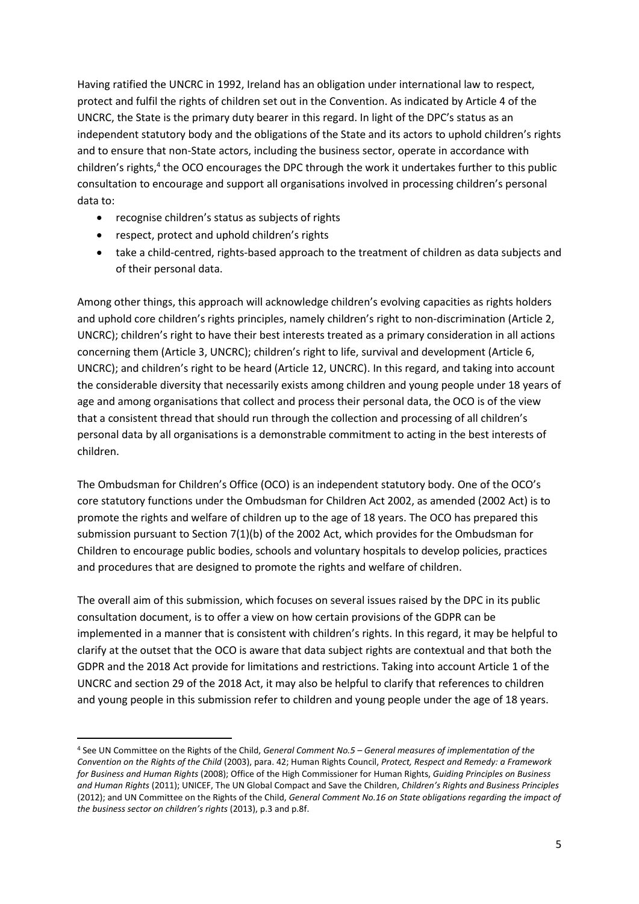Having ratified the UNCRC in 1992, Ireland has an obligation under international law to respect, protect and fulfil the rights of children set out in the Convention. As indicated by Article 4 of the UNCRC, the State is the primary duty bearer in this regard. In light of the DPC's status as an independent statutory body and the obligations of the State and its actors to uphold children's rights and to ensure that non-State actors, including the business sector, operate in accordance with children's rights,[4] the OCO encourages the DPC through the work it undertakes further to this public consultation to encourage and support all organisations involved in processing children's personal data to:

- recognise children's status as subjects of rights
- respect, protect and uphold children's rights
- take a child-centred, rights-based approach to the treatment of children as data subjects and of their personal data.

Among other things, this approach will acknowledge children's evolving capacities as rights holders and uphold core children's rights principles, namely children's right to non-discrimination (Article 2, UNCRC); children's right to have their best interests treated as a primary consideration in all actions concerning them (Article 3, UNCRC); children's right to life, survival and development (Article 6, UNCRC); and children's right to be heard (Article 12, UNCRC). In this regard, and taking into account the considerable diversity that necessarily exists among children and young people under 18 years of age and among organisations that collect and process their personal data, the OCO is of the view that a consistent thread that should run through the collection and processing of all children's personal data by all organisations is a demonstrable commitment to acting in the best interests of children.

The Ombudsman for Children's Office (OCO) is an independent statutory body. One of the OCO's core statutory functions under the Ombudsman for Children Act 2002, as amended (2002 Act) is to promote the rights and welfare of children up to the age of 18 years. The OCO has prepared this submission pursuant to Section 7(1)(b) of the 2002 Act, which provides for the Ombudsman for Children to encourage public bodies, schools and voluntary hospitals to develop policies, practices and procedures that are designed to promote the rights and welfare of children.

The overall aim of this submission, which focuses on several issues raised by the DPC in its public consultation document, is to offer a view on how certain provisions of the GDPR can be implemented in a manner that is consistent with children's rights. In this regard, it may be helpful to clarify at the outset that the OCO is aware that data subject rights are contextual and that both the GDPR and the 2018 Act provide for limitations and restrictions. Taking into account Article 1 of the UNCRC and section 29 of the 2018 Act, it may also be helpful to clarify that references to children and young people in this submission refer to children and young people under the age of 18 years.

---

[4] See UN Committee on the Rights of the Child, *General Comment No.5 – General measures of implementation of the Convention on the Rights of the Child* (2003), para. 42; Human Rights Council, *Protect, Respect and Remedy: a Framework for Business and Human Rights* (2008); Office of the High Commissioner for Human Rights, *Guiding Principles on Business and Human Rights* (2011); UNICEF, The UN Global Compact and Save the Children, *Children's Rights and Business Principles* (2012); and UN Committee on the Rights of the Child, *General Comment No.16 on State obligations regarding the impact of the business sector on children's rights* (2013), p.3 and p.8f.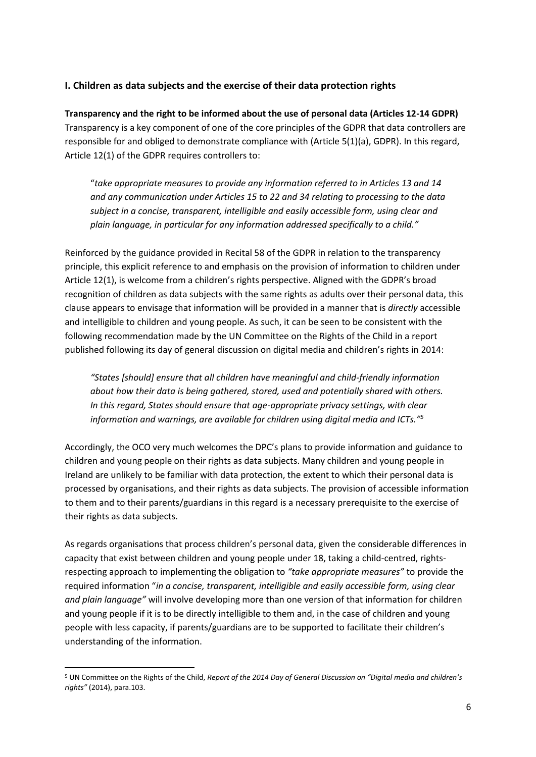## I. Children as data subjects and the exercise of their data protection rights

**Transparency and the right to be informed about the use of personal data (Articles 12-14 GDPR)**
Transparency is a key component of one of the core principles of the GDPR that data controllers are responsible for and obliged to demonstrate compliance with (Article 5(1)(a), GDPR). In this regard, Article 12(1) of the GDPR requires controllers to:

> "*take appropriate measures to provide any information referred to in Articles 13 and 14 and any communication under Articles 15 to 22 and 34 relating to processing to the data subject in a concise, transparent, intelligible and easily accessible form, using clear and plain language, in particular for any information addressed specifically to a child."*

Reinforced by the guidance provided in Recital 58 of the GDPR in relation to the transparency principle, this explicit reference to and emphasis on the provision of information to children under Article 12(1), is welcome from a children's rights perspective. Aligned with the GDPR's broad recognition of children as data subjects with the same rights as adults over their personal data, this clause appears to envisage that information will be provided in a manner that is *directly* accessible and intelligible to children and young people. As such, it can be seen to be consistent with the following recommendation made by the UN Committee on the Rights of the Child in a report published following its day of general discussion on digital media and children's rights in 2014:

> *"States [should] ensure that all children have meaningful and child-friendly information about how their data is being gathered, stored, used and potentially shared with others. In this regard, States should ensure that age-appropriate privacy settings, with clear information and warnings, are available for children using digital media and ICTs."*[5]

Accordingly, the OCO very much welcomes the DPC's plans to provide information and guidance to children and young people on their rights as data subjects. Many children and young people in Ireland are unlikely to be familiar with data protection, the extent to which their personal data is processed by organisations, and their rights as data subjects. The provision of accessible information to them and to their parents/guardians in this regard is a necessary prerequisite to the exercise of their rights as data subjects.

As regards organisations that process children's personal data, given the considerable differences in capacity that exist between children and young people under 18, taking a child-centred, rights-respecting approach to implementing the obligation to *"take appropriate measures"* to provide the required information "*in a concise, transparent, intelligible and easily accessible form, using clear and plain language"* will involve developing more than one version of that information for children and young people if it is to be directly intelligible to them and, in the case of children and young people with less capacity, if parents/guardians are to be supported to facilitate their children's understanding of the information.

---

[5] UN Committee on the Rights of the Child, *Report of the 2014 Day of General Discussion on "Digital media and children's rights"* (2014), para.103.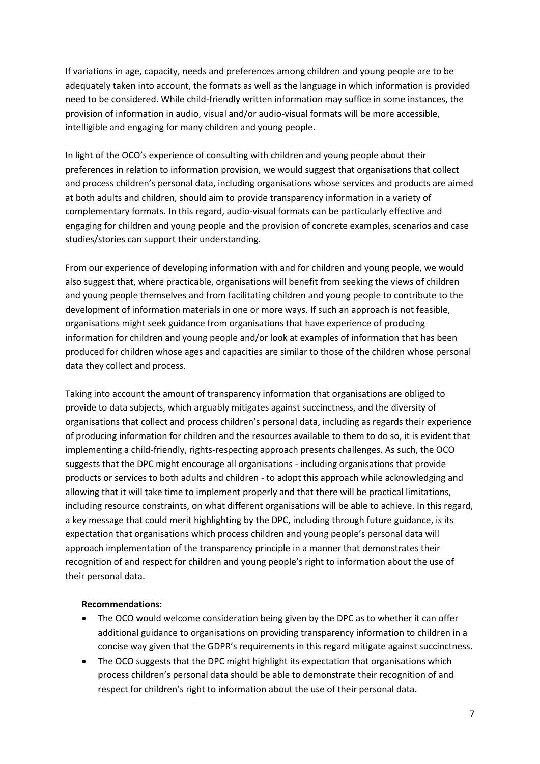If variations in age, capacity, needs and preferences among children and young people are to be adequately taken into account, the formats as well as the language in which information is provided need to be considered. While child-friendly written information may suffice in some instances, the provision of information in audio, visual and/or audio-visual formats will be more accessible, intelligible and engaging for many children and young people.

In light of the OCO's experience of consulting with children and young people about their preferences in relation to information provision, we would suggest that organisations that collect and process children's personal data, including organisations whose services and products are aimed at both adults and children, should aim to provide transparency information in a variety of complementary formats. In this regard, audio-visual formats can be particularly effective and engaging for children and young people and the provision of concrete examples, scenarios and case studies/stories can support their understanding.

From our experience of developing information with and for children and young people, we would also suggest that, where practicable, organisations will benefit from seeking the views of children and young people themselves and from facilitating children and young people to contribute to the development of information materials in one or more ways. If such an approach is not feasible, organisations might seek guidance from organisations that have experience of producing information for children and young people and/or look at examples of information that has been produced for children whose ages and capacities are similar to those of the children whose personal data they collect and process.

Taking into account the amount of transparency information that organisations are obliged to provide to data subjects, which arguably mitigates against succinctness, and the diversity of organisations that collect and process children's personal data, including as regards their experience of producing information for children and the resources available to them to do so, it is evident that implementing a child-friendly, rights-respecting approach presents challenges. As such, the OCO suggests that the DPC might encourage all organisations - including organisations that provide products or services to both adults and children - to adopt this approach while acknowledging and allowing that it will take time to implement properly and that there will be practical limitations, including resource constraints, on what different organisations will be able to achieve. In this regard, a key message that could merit highlighting by the DPC, including through future guidance, is its expectation that organisations which process children and young people's personal data will approach implementation of the transparency principle in a manner that demonstrates their recognition of and respect for children and young people's right to information about the use of their personal data.

**Recommendations:**

- The OCO would welcome consideration being given by the DPC as to whether it can offer additional guidance to organisations on providing transparency information to children in a concise way given that the GDPR's requirements in this regard mitigate against succinctness.
- The OCO suggests that the DPC might highlight its expectation that organisations which process children's personal data should be able to demonstrate their recognition of and respect for children's right to information about the use of their personal data.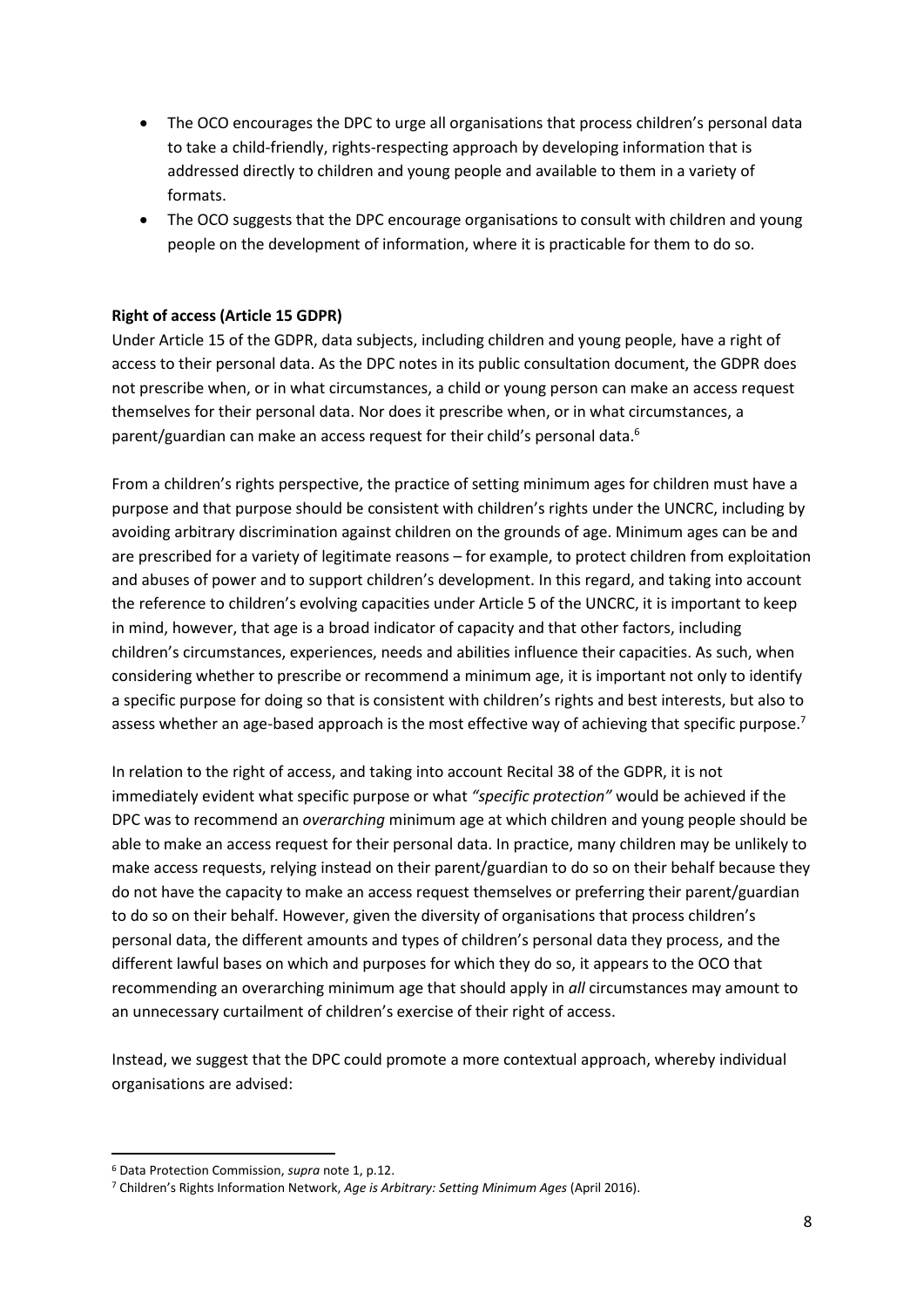- The OCO encourages the DPC to urge all organisations that process children's personal data to take a child-friendly, rights-respecting approach by developing information that is addressed directly to children and young people and available to them in a variety of formats.
- The OCO suggests that the DPC encourage organisations to consult with children and young people on the development of information, where it is practicable for them to do so.

**Right of access (Article 15 GDPR)**

Under Article 15 of the GDPR, data subjects, including children and young people, have a right of access to their personal data. As the DPC notes in its public consultation document, the GDPR does not prescribe when, or in what circumstances, a child or young person can make an access request themselves for their personal data. Nor does it prescribe when, or in what circumstances, a parent/guardian can make an access request for their child's personal data.[6]

From a children's rights perspective, the practice of setting minimum ages for children must have a purpose and that purpose should be consistent with children's rights under the UNCRC, including by avoiding arbitrary discrimination against children on the grounds of age. Minimum ages can be and are prescribed for a variety of legitimate reasons – for example, to protect children from exploitation and abuses of power and to support children's development. In this regard, and taking into account the reference to children's evolving capacities under Article 5 of the UNCRC, it is important to keep in mind, however, that age is a broad indicator of capacity and that other factors, including children's circumstances, experiences, needs and abilities influence their capacities. As such, when considering whether to prescribe or recommend a minimum age, it is important not only to identify a specific purpose for doing so that is consistent with children's rights and best interests, but also to assess whether an age-based approach is the most effective way of achieving that specific purpose.[7]

In relation to the right of access, and taking into account Recital 38 of the GDPR, it is not immediately evident what specific purpose or what *"specific protection"* would be achieved if the DPC was to recommend an *overarching* minimum age at which children and young people should be able to make an access request for their personal data. In practice, many children may be unlikely to make access requests, relying instead on their parent/guardian to do so on their behalf because they do not have the capacity to make an access request themselves or preferring their parent/guardian to do so on their behalf. However, given the diversity of organisations that process children's personal data, the different amounts and types of children's personal data they process, and the different lawful bases on which and purposes for which they do so, it appears to the OCO that recommending an overarching minimum age that should apply in *all* circumstances may amount to an unnecessary curtailment of children's exercise of their right of access.

Instead, we suggest that the DPC could promote a more contextual approach, whereby individual organisations are advised:

---

[6] Data Protection Commission, *supra* note 1, p.12.

[7] Children's Rights Information Network, *Age is Arbitrary: Setting Minimum Ages* (April 2016).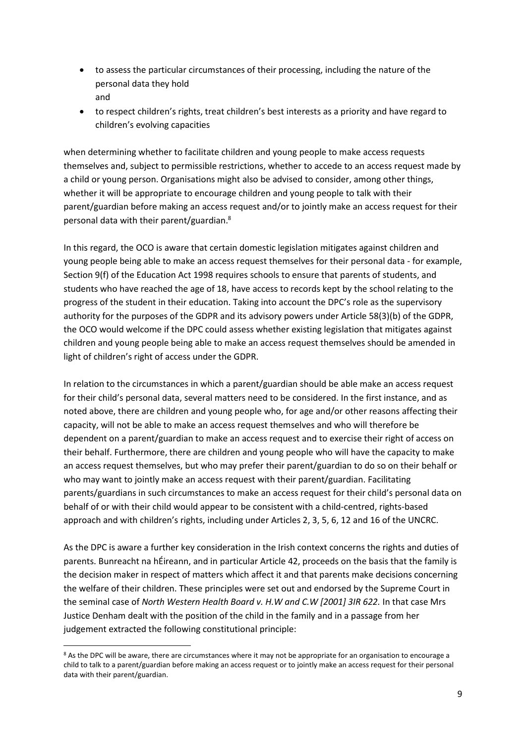- to assess the particular circumstances of their processing, including the nature of the personal data they hold
  and
- to respect children's rights, treat children's best interests as a priority and have regard to children's evolving capacities

when determining whether to facilitate children and young people to make access requests themselves and, subject to permissible restrictions, whether to accede to an access request made by a child or young person. Organisations might also be advised to consider, among other things, whether it will be appropriate to encourage children and young people to talk with their parent/guardian before making an access request and/or to jointly make an access request for their personal data with their parent/guardian.[8]

In this regard, the OCO is aware that certain domestic legislation mitigates against children and young people being able to make an access request themselves for their personal data - for example, Section 9(f) of the Education Act 1998 requires schools to ensure that parents of students, and students who have reached the age of 18, have access to records kept by the school relating to the progress of the student in their education. Taking into account the DPC's role as the supervisory authority for the purposes of the GDPR and its advisory powers under Article 58(3)(b) of the GDPR, the OCO would welcome if the DPC could assess whether existing legislation that mitigates against children and young people being able to make an access request themselves should be amended in light of children's right of access under the GDPR.

In relation to the circumstances in which a parent/guardian should be able make an access request for their child's personal data, several matters need to be considered. In the first instance, and as noted above, there are children and young people who, for age and/or other reasons affecting their capacity, will not be able to make an access request themselves and who will therefore be dependent on a parent/guardian to make an access request and to exercise their right of access on their behalf. Furthermore, there are children and young people who will have the capacity to make an access request themselves, but who may prefer their parent/guardian to do so on their behalf or who may want to jointly make an access request with their parent/guardian. Facilitating parents/guardians in such circumstances to make an access request for their child's personal data on behalf of or with their child would appear to be consistent with a child-centred, rights-based approach and with children's rights, including under Articles 2, 3, 5, 6, 12 and 16 of the UNCRC.

As the DPC is aware a further key consideration in the Irish context concerns the rights and duties of parents. Bunreacht na hÉireann, and in particular Article 42, proceeds on the basis that the family is the decision maker in respect of matters which affect it and that parents make decisions concerning the welfare of their children. These principles were set out and endorsed by the Supreme Court in the seminal case of *North Western Health Board v. H.W and C.W [2001] 3IR 622.* In that case Mrs Justice Denham dealt with the position of the child in the family and in a passage from her judgement extracted the following constitutional principle:

[8] As the DPC will be aware, there are circumstances where it may not be appropriate for an organisation to encourage a child to talk to a parent/guardian before making an access request or to jointly make an access request for their personal data with their parent/guardian.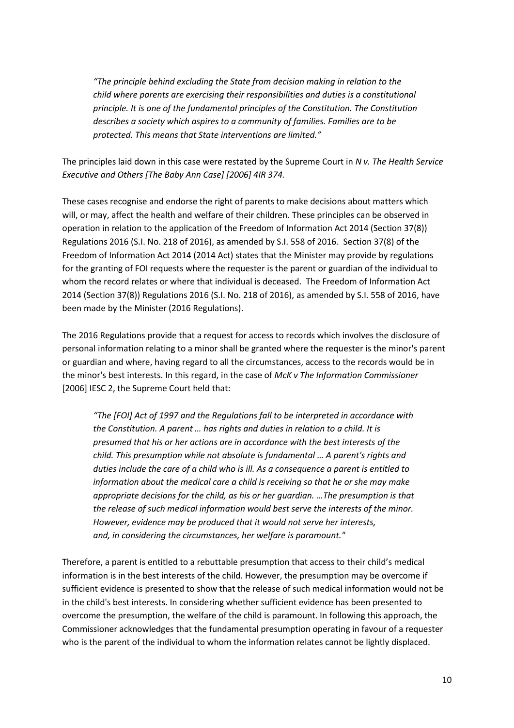> *"The principle behind excluding the State from decision making in relation to the child where parents are exercising their responsibilities and duties is a constitutional principle. It is one of the fundamental principles of the Constitution. The Constitution describes a society which aspires to a community of families. Families are to be protected. This means that State interventions are limited."*

The principles laid down in this case were restated by the Supreme Court in *N v. The Health Service Executive and Others [The Baby Ann Case] [2006] 4IR 374.*

These cases recognise and endorse the right of parents to make decisions about matters which will, or may, affect the health and welfare of their children. These principles can be observed in operation in relation to the application of the Freedom of Information Act 2014 (Section 37(8)) Regulations 2016 (S.I. No. 218 of 2016), as amended by S.I. 558 of 2016. Section 37(8) of the Freedom of Information Act 2014 (2014 Act) states that the Minister may provide by regulations for the granting of FOI requests where the requester is the parent or guardian of the individual to whom the record relates or where that individual is deceased. The Freedom of Information Act 2014 (Section 37(8)) Regulations 2016 (S.I. No. 218 of 2016), as amended by S.I. 558 of 2016, have been made by the Minister (2016 Regulations).

The 2016 Regulations provide that a request for access to records which involves the disclosure of personal information relating to a minor shall be granted where the requester is the minor's parent or guardian and where, having regard to all the circumstances, access to the records would be in the minor's best interests. In this regard, in the case of *McK v The Information Commissioner* [2006] IESC 2, the Supreme Court held that:

> *"The [FOI] Act of 1997 and the Regulations fall to be interpreted in accordance with the Constitution. A parent … has rights and duties in relation to a child. It is presumed that his or her actions are in accordance with the best interests of the child. This presumption while not absolute is fundamental … A parent's rights and duties include the care of a child who is ill. As a consequence a parent is entitled to information about the medical care a child is receiving so that he or she may make appropriate decisions for the child, as his or her guardian. …The presumption is that the release of such medical information would best serve the interests of the minor. However, evidence may be produced that it would not serve her interests, and, in considering the circumstances, her welfare is paramount."*

Therefore, a parent is entitled to a rebuttable presumption that access to their child's medical information is in the best interests of the child. However, the presumption may be overcome if sufficient evidence is presented to show that the release of such medical information would not be in the child's best interests. In considering whether sufficient evidence has been presented to overcome the presumption, the welfare of the child is paramount. In following this approach, the Commissioner acknowledges that the fundamental presumption operating in favour of a requester who is the parent of the individual to whom the information relates cannot be lightly displaced.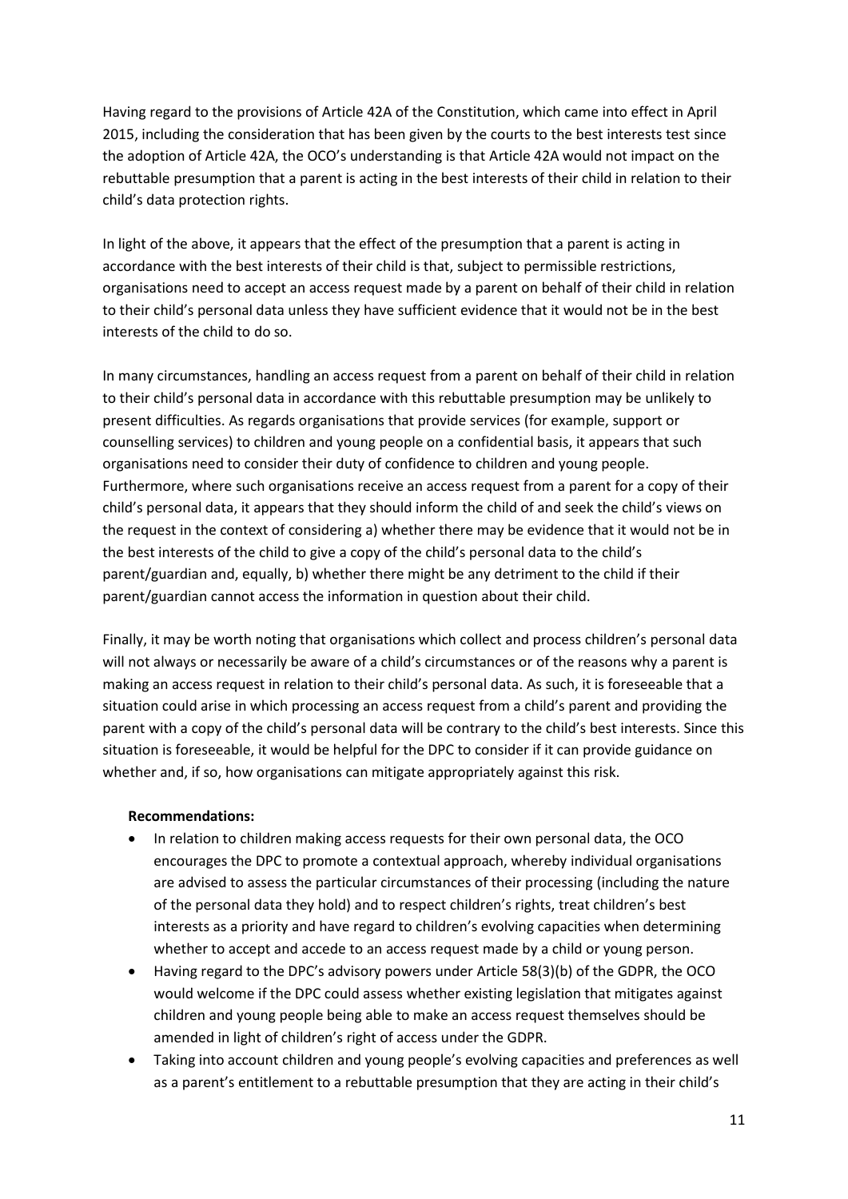Having regard to the provisions of Article 42A of the Constitution, which came into effect in April 2015, including the consideration that has been given by the courts to the best interests test since the adoption of Article 42A, the OCO's understanding is that Article 42A would not impact on the rebuttable presumption that a parent is acting in the best interests of their child in relation to their child's data protection rights.

In light of the above, it appears that the effect of the presumption that a parent is acting in accordance with the best interests of their child is that, subject to permissible restrictions, organisations need to accept an access request made by a parent on behalf of their child in relation to their child's personal data unless they have sufficient evidence that it would not be in the best interests of the child to do so.

In many circumstances, handling an access request from a parent on behalf of their child in relation to their child's personal data in accordance with this rebuttable presumption may be unlikely to present difficulties. As regards organisations that provide services (for example, support or counselling services) to children and young people on a confidential basis, it appears that such organisations need to consider their duty of confidence to children and young people. Furthermore, where such organisations receive an access request from a parent for a copy of their child's personal data, it appears that they should inform the child of and seek the child's views on the request in the context of considering a) whether there may be evidence that it would not be in the best interests of the child to give a copy of the child's personal data to the child's parent/guardian and, equally, b) whether there might be any detriment to the child if their parent/guardian cannot access the information in question about their child.

Finally, it may be worth noting that organisations which collect and process children's personal data will not always or necessarily be aware of a child's circumstances or of the reasons why a parent is making an access request in relation to their child's personal data. As such, it is foreseeable that a situation could arise in which processing an access request from a child's parent and providing the parent with a copy of the child's personal data will be contrary to the child's best interests. Since this situation is foreseeable, it would be helpful for the DPC to consider if it can provide guidance on whether and, if so, how organisations can mitigate appropriately against this risk.

**Recommendations:**

- In relation to children making access requests for their own personal data, the OCO encourages the DPC to promote a contextual approach, whereby individual organisations are advised to assess the particular circumstances of their processing (including the nature of the personal data they hold) and to respect children's rights, treat children's best interests as a priority and have regard to children's evolving capacities when determining whether to accept and accede to an access request made by a child or young person.
- Having regard to the DPC's advisory powers under Article 58(3)(b) of the GDPR, the OCO would welcome if the DPC could assess whether existing legislation that mitigates against children and young people being able to make an access request themselves should be amended in light of children's right of access under the GDPR.
- Taking into account children and young people's evolving capacities and preferences as well as a parent's entitlement to a rebuttable presumption that they are acting in their child's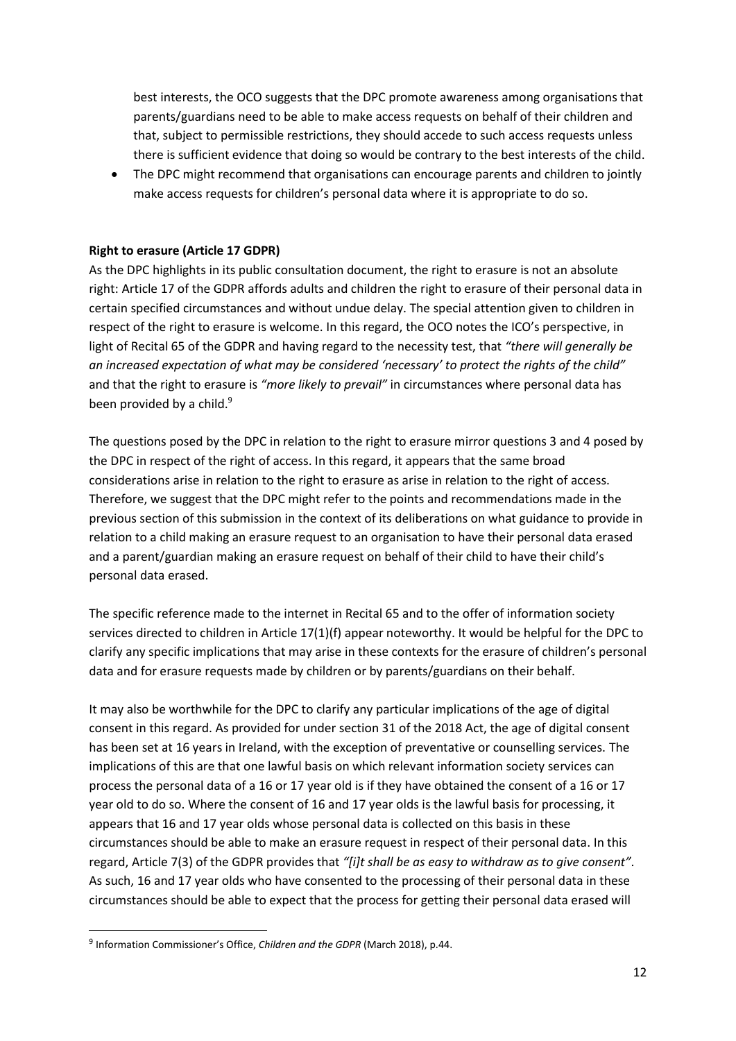best interests, the OCO suggests that the DPC promote awareness among organisations that parents/guardians need to be able to make access requests on behalf of their children and that, subject to permissible restrictions, they should accede to such access requests unless there is sufficient evidence that doing so would be contrary to the best interests of the child.

- The DPC might recommend that organisations can encourage parents and children to jointly make access requests for children's personal data where it is appropriate to do so.

**Right to erasure (Article 17 GDPR)**

As the DPC highlights in its public consultation document, the right to erasure is not an absolute right: Article 17 of the GDPR affords adults and children the right to erasure of their personal data in certain specified circumstances and without undue delay. The special attention given to children in respect of the right to erasure is welcome. In this regard, the OCO notes the ICO's perspective, in light of Recital 65 of the GDPR and having regard to the necessity test, that *"there will generally be an increased expectation of what may be considered 'necessary' to protect the rights of the child"* and that the right to erasure is *"more likely to prevail"* in circumstances where personal data has been provided by a child.[9]

The questions posed by the DPC in relation to the right to erasure mirror questions 3 and 4 posed by the DPC in respect of the right of access. In this regard, it appears that the same broad considerations arise in relation to the right to erasure as arise in relation to the right of access. Therefore, we suggest that the DPC might refer to the points and recommendations made in the previous section of this submission in the context of its deliberations on what guidance to provide in relation to a child making an erasure request to an organisation to have their personal data erased and a parent/guardian making an erasure request on behalf of their child to have their child's personal data erased.

The specific reference made to the internet in Recital 65 and to the offer of information society services directed to children in Article 17(1)(f) appear noteworthy. It would be helpful for the DPC to clarify any specific implications that may arise in these contexts for the erasure of children's personal data and for erasure requests made by children or by parents/guardians on their behalf.

It may also be worthwhile for the DPC to clarify any particular implications of the age of digital consent in this regard. As provided for under section 31 of the 2018 Act, the age of digital consent has been set at 16 years in Ireland, with the exception of preventative or counselling services. The implications of this are that one lawful basis on which relevant information society services can process the personal data of a 16 or 17 year old is if they have obtained the consent of a 16 or 17 year old to do so. Where the consent of 16 and 17 year olds is the lawful basis for processing, it appears that 16 and 17 year olds whose personal data is collected on this basis in these circumstances should be able to make an erasure request in respect of their personal data. In this regard, Article 7(3) of the GDPR provides that *"[i]t shall be as easy to withdraw as to give consent"*. As such, 16 and 17 year olds who have consented to the processing of their personal data in these circumstances should be able to expect that the process for getting their personal data erased will

[9] Information Commissioner's Office, *Children and the GDPR* (March 2018), p.44.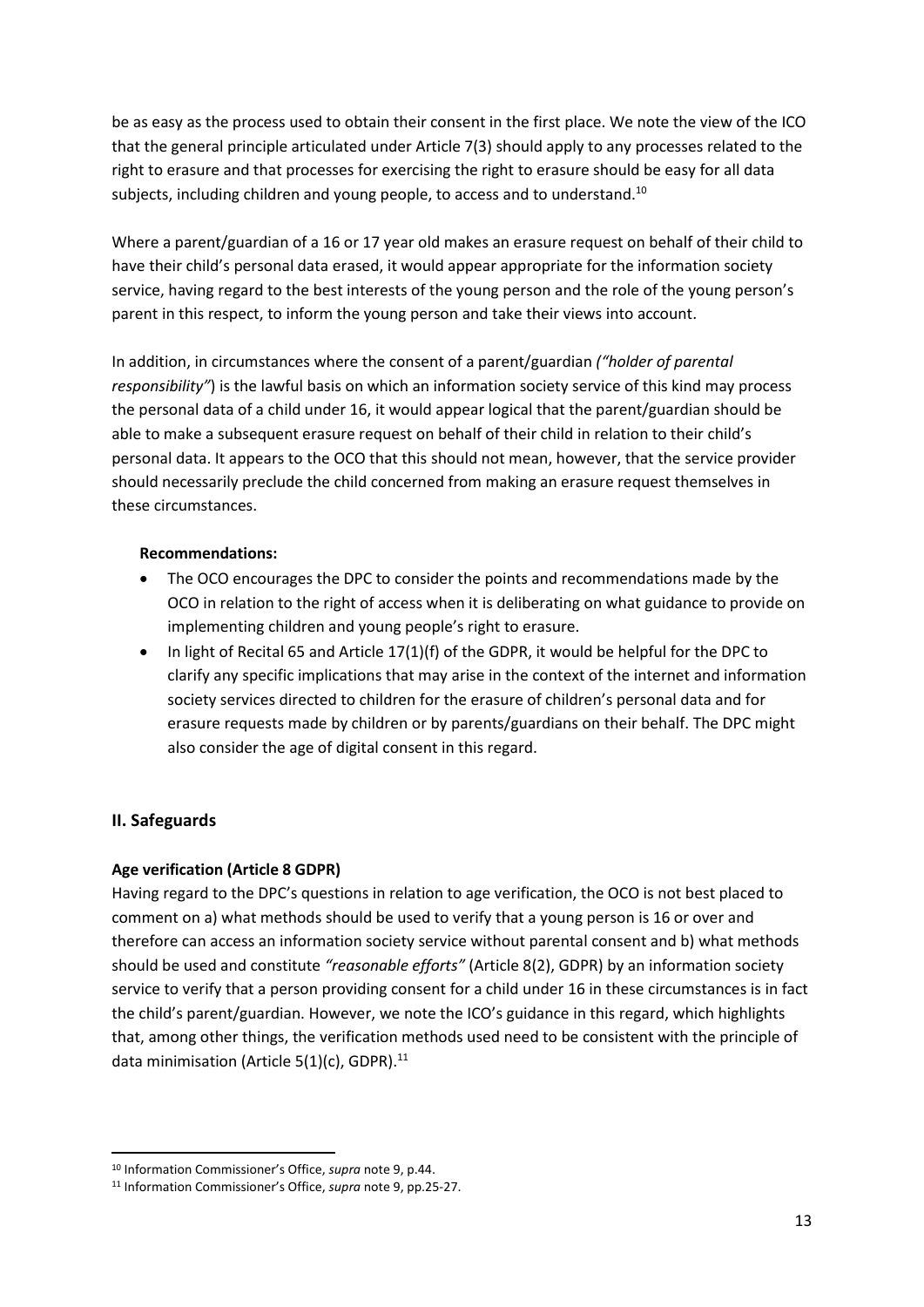be as easy as the process used to obtain their consent in the first place. We note the view of the ICO that the general principle articulated under Article 7(3) should apply to any processes related to the right to erasure and that processes for exercising the right to erasure should be easy for all data subjects, including children and young people, to access and to understand.[10]

Where a parent/guardian of a 16 or 17 year old makes an erasure request on behalf of their child to have their child's personal data erased, it would appear appropriate for the information society service, having regard to the best interests of the young person and the role of the young person's parent in this respect, to inform the young person and take their views into account.

In addition, in circumstances where the consent of a parent/guardian *("holder of parental responsibility"*) is the lawful basis on which an information society service of this kind may process the personal data of a child under 16, it would appear logical that the parent/guardian should be able to make a subsequent erasure request on behalf of their child in relation to their child's personal data. It appears to the OCO that this should not mean, however, that the service provider should necessarily preclude the child concerned from making an erasure request themselves in these circumstances.

**Recommendations:**

- The OCO encourages the DPC to consider the points and recommendations made by the OCO in relation to the right of access when it is deliberating on what guidance to provide on implementing children and young people's right to erasure.
- In light of Recital 65 and Article 17(1)(f) of the GDPR, it would be helpful for the DPC to clarify any specific implications that may arise in the context of the internet and information society services directed to children for the erasure of children's personal data and for erasure requests made by children or by parents/guardians on their behalf. The DPC might also consider the age of digital consent in this regard.

## II. Safeguards

### Age verification (Article 8 GDPR)

Having regard to the DPC's questions in relation to age verification, the OCO is not best placed to comment on a) what methods should be used to verify that a young person is 16 or over and therefore can access an information society service without parental consent and b) what methods should be used and constitute *"reasonable efforts"* (Article 8(2), GDPR) by an information society service to verify that a person providing consent for a child under 16 in these circumstances is in fact the child's parent/guardian. However, we note the ICO's guidance in this regard, which highlights that, among other things, the verification methods used need to be consistent with the principle of data minimisation (Article 5(1)(c), GDPR).[11]

---

[10] Information Commissioner's Office, *supra* note 9, p.44.

[11] Information Commissioner's Office, *supra* note 9, pp.25-27.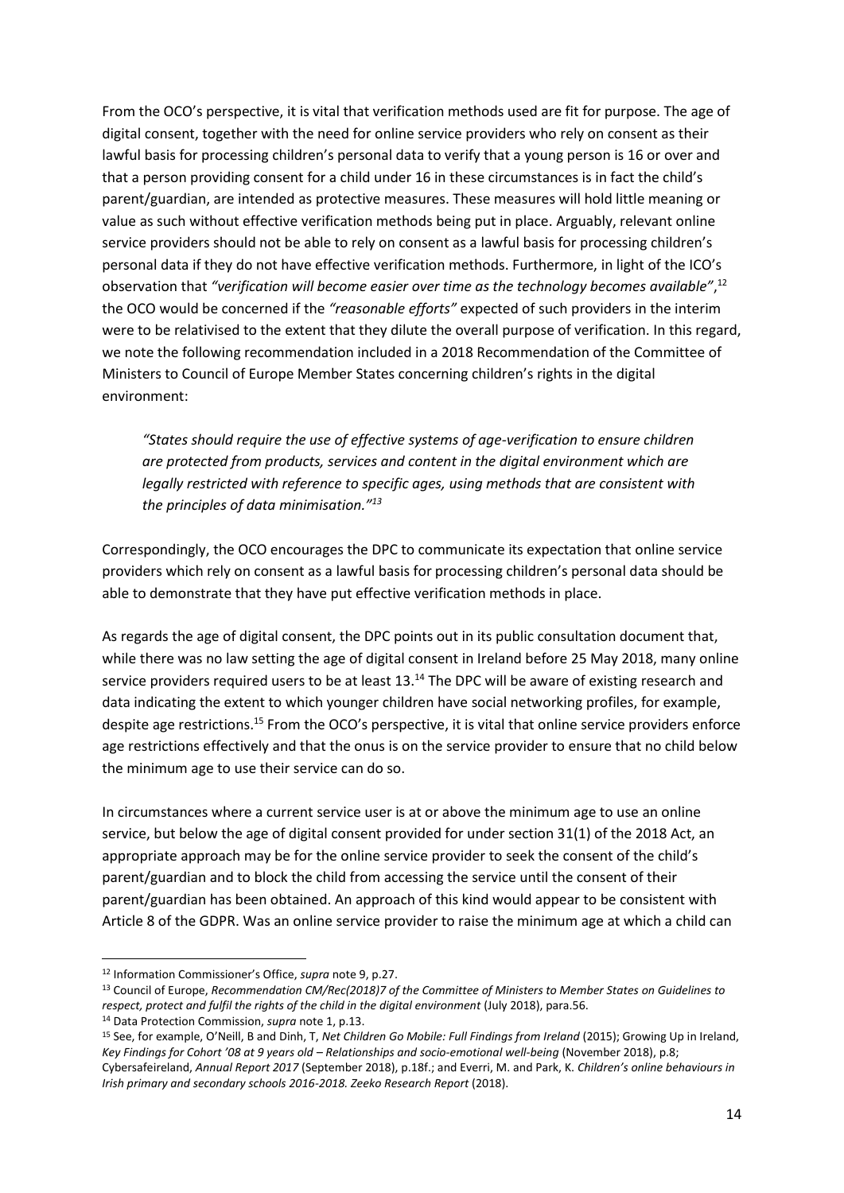From the OCO's perspective, it is vital that verification methods used are fit for purpose. The age of digital consent, together with the need for online service providers who rely on consent as their lawful basis for processing children's personal data to verify that a young person is 16 or over and that a person providing consent for a child under 16 in these circumstances is in fact the child's parent/guardian, are intended as protective measures. These measures will hold little meaning or value as such without effective verification methods being put in place. Arguably, relevant online service providers should not be able to rely on consent as a lawful basis for processing children's personal data if they do not have effective verification methods. Furthermore, in light of the ICO's observation that *"verification will become easier over time as the technology becomes available"*,[12] the OCO would be concerned if the *"reasonable efforts"* expected of such providers in the interim were to be relativised to the extent that they dilute the overall purpose of verification. In this regard, we note the following recommendation included in a 2018 Recommendation of the Committee of Ministers to Council of Europe Member States concerning children's rights in the digital environment:

> *"States should require the use of effective systems of age-verification to ensure children are protected from products, services and content in the digital environment which are legally restricted with reference to specific ages, using methods that are consistent with the principles of data minimisation."*[13]

Correspondingly, the OCO encourages the DPC to communicate its expectation that online service providers which rely on consent as a lawful basis for processing children's personal data should be able to demonstrate that they have put effective verification methods in place.

As regards the age of digital consent, the DPC points out in its public consultation document that, while there was no law setting the age of digital consent in Ireland before 25 May 2018, many online service providers required users to be at least 13.[14] The DPC will be aware of existing research and data indicating the extent to which younger children have social networking profiles, for example, despite age restrictions.[15] From the OCO's perspective, it is vital that online service providers enforce age restrictions effectively and that the onus is on the service provider to ensure that no child below the minimum age to use their service can do so.

In circumstances where a current service user is at or above the minimum age to use an online service, but below the age of digital consent provided for under section 31(1) of the 2018 Act, an appropriate approach may be for the online service provider to seek the consent of the child's parent/guardian and to block the child from accessing the service until the consent of their parent/guardian has been obtained. An approach of this kind would appear to be consistent with Article 8 of the GDPR. Was an online service provider to raise the minimum age at which a child can

---

[12] Information Commissioner's Office, *supra* note 9, p.27.

[13] Council of Europe, *Recommendation CM/Rec(2018)7 of the Committee of Ministers to Member States on Guidelines to respect, protect and fulfil the rights of the child in the digital environment* (July 2018), para.56.

[14] Data Protection Commission, *supra* note 1, p.13.

[15] See, for example, O'Neill, B and Dinh, T, *Net Children Go Mobile: Full Findings from Ireland* (2015); Growing Up in Ireland, *Key Findings for Cohort '08 at 9 years old – Relationships and socio-emotional well-being* (November 2018), p.8; Cybersafeireland, *Annual Report 2017* (September 2018), p.18f.; and Everri, M. and Park, K. *Children's online behaviours in Irish primary and secondary schools 2016-2018. Zeeko Research Report* (2018).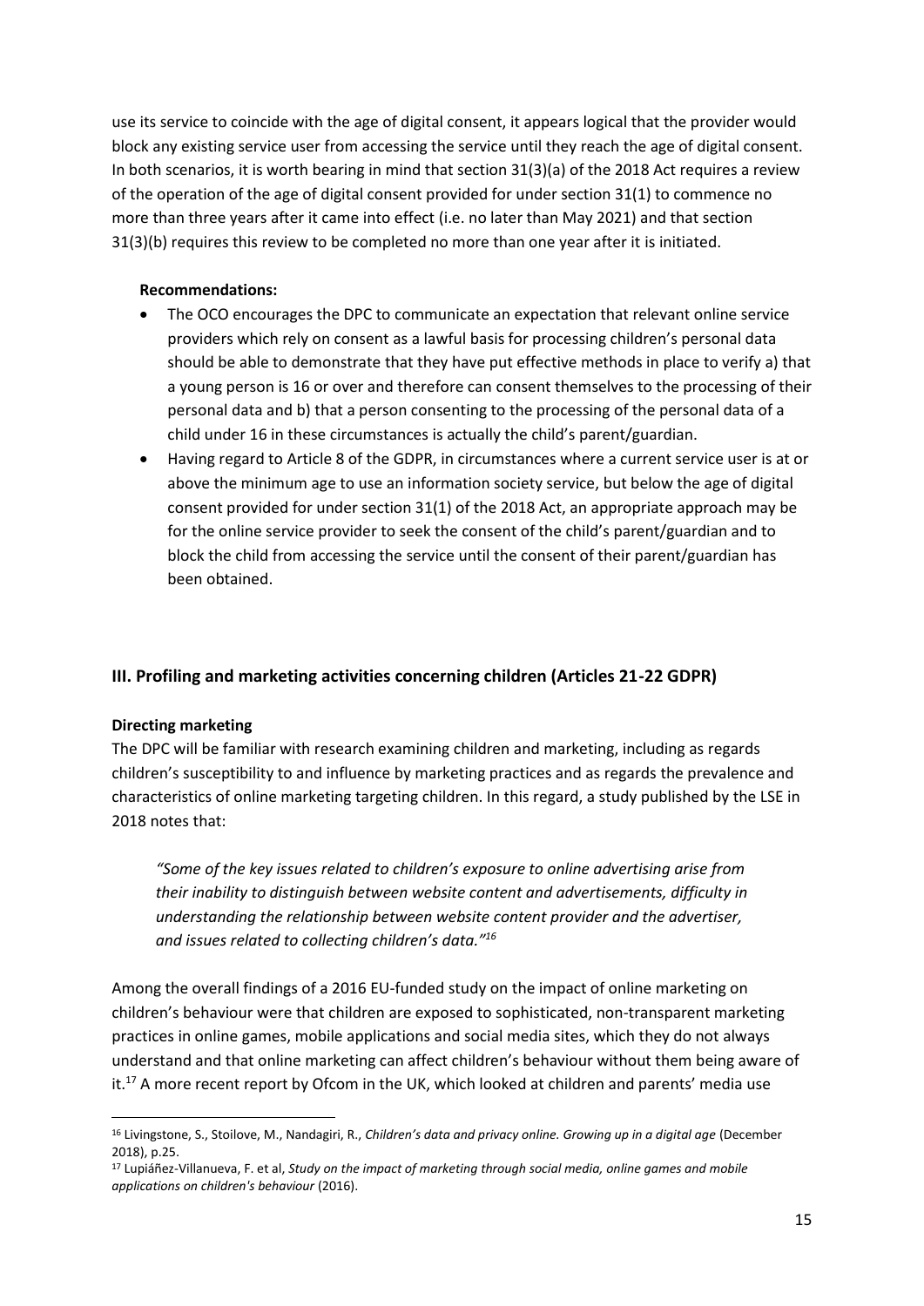use its service to coincide with the age of digital consent, it appears logical that the provider would block any existing service user from accessing the service until they reach the age of digital consent. In both scenarios, it is worth bearing in mind that section 31(3)(a) of the 2018 Act requires a review of the operation of the age of digital consent provided for under section 31(1) to commence no more than three years after it came into effect (i.e. no later than May 2021) and that section 31(3)(b) requires this review to be completed no more than one year after it is initiated.

**Recommendations:**

- The OCO encourages the DPC to communicate an expectation that relevant online service providers which rely on consent as a lawful basis for processing children's personal data should be able to demonstrate that they have put effective methods in place to verify a) that a young person is 16 or over and therefore can consent themselves to the processing of their personal data and b) that a person consenting to the processing of the personal data of a child under 16 in these circumstances is actually the child's parent/guardian.
- Having regard to Article 8 of the GDPR, in circumstances where a current service user is at or above the minimum age to use an information society service, but below the age of digital consent provided for under section 31(1) of the 2018 Act, an appropriate approach may be for the online service provider to seek the consent of the child's parent/guardian and to block the child from accessing the service until the consent of their parent/guardian has been obtained.

## III. Profiling and marketing activities concerning children (Articles 21-22 GDPR)

**Directing marketing**

The DPC will be familiar with research examining children and marketing, including as regards children's susceptibility to and influence by marketing practices and as regards the prevalence and characteristics of online marketing targeting children. In this regard, a study published by the LSE in 2018 notes that:

> *"Some of the key issues related to children's exposure to online advertising arise from their inability to distinguish between website content and advertisements, difficulty in understanding the relationship between website content provider and the advertiser, and issues related to collecting children's data."*[16]

Among the overall findings of a 2016 EU-funded study on the impact of online marketing on children's behaviour were that children are exposed to sophisticated, non-transparent marketing practices in online games, mobile applications and social media sites, which they do not always understand and that online marketing can affect children's behaviour without them being aware of it.[17] A more recent report by Ofcom in the UK, which looked at children and parents' media use

---

[16] Livingstone, S., Stoilove, M., Nandagiri, R., *Children's data and privacy online. Growing up in a digital age* (December 2018), p.25.

[17] Lupiáñez-Villanueva, F. et al, *Study on the impact of marketing through social media, online games and mobile applications on children's behaviour* (2016).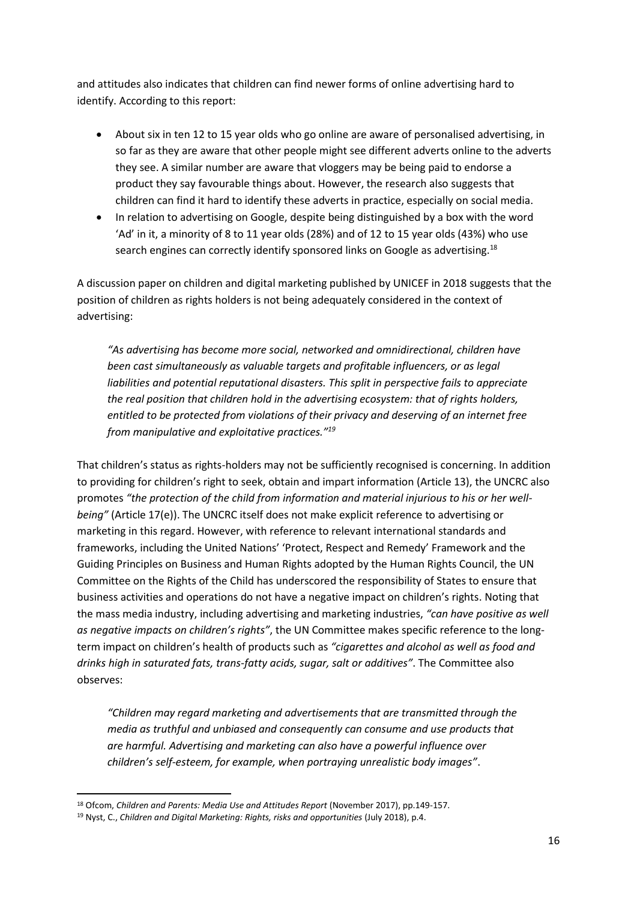and attitudes also indicates that children can find newer forms of online advertising hard to identify. According to this report:

- About six in ten 12 to 15 year olds who go online are aware of personalised advertising, in so far as they are aware that other people might see different adverts online to the adverts they see. A similar number are aware that vloggers may be being paid to endorse a product they say favourable things about. However, the research also suggests that children can find it hard to identify these adverts in practice, especially on social media.
- In relation to advertising on Google, despite being distinguished by a box with the word 'Ad' in it, a minority of 8 to 11 year olds (28%) and of 12 to 15 year olds (43%) who use search engines can correctly identify sponsored links on Google as advertising.[18]

A discussion paper on children and digital marketing published by UNICEF in 2018 suggests that the position of children as rights holders is not being adequately considered in the context of advertising:

> *"As advertising has become more social, networked and omnidirectional, children have been cast simultaneously as valuable targets and profitable influencers, or as legal liabilities and potential reputational disasters. This split in perspective fails to appreciate the real position that children hold in the advertising ecosystem: that of rights holders, entitled to be protected from violations of their privacy and deserving of an internet free from manipulative and exploitative practices."*[19]

That children's status as rights-holders may not be sufficiently recognised is concerning. In addition to providing for children's right to seek, obtain and impart information (Article 13), the UNCRC also promotes *"the protection of the child from information and material injurious to his or her well-being"* (Article 17(e)). The UNCRC itself does not make explicit reference to advertising or marketing in this regard. However, with reference to relevant international standards and frameworks, including the United Nations' 'Protect, Respect and Remedy' Framework and the Guiding Principles on Business and Human Rights adopted by the Human Rights Council, the UN Committee on the Rights of the Child has underscored the responsibility of States to ensure that business activities and operations do not have a negative impact on children's rights. Noting that the mass media industry, including advertising and marketing industries, *"can have positive as well as negative impacts on children's rights"*, the UN Committee makes specific reference to the long-term impact on children's health of products such as *"cigarettes and alcohol as well as food and drinks high in saturated fats, trans-fatty acids, sugar, salt or additives"*. The Committee also observes:

> *"Children may regard marketing and advertisements that are transmitted through the media as truthful and unbiased and consequently can consume and use products that are harmful. Advertising and marketing can also have a powerful influence over children's self-esteem, for example, when portraying unrealistic body images"*.

---

[18] Ofcom, *Children and Parents: Media Use and Attitudes Report* (November 2017), pp.149-157.

[19] Nyst, C., *Children and Digital Marketing: Rights, risks and opportunities* (July 2018), p.4.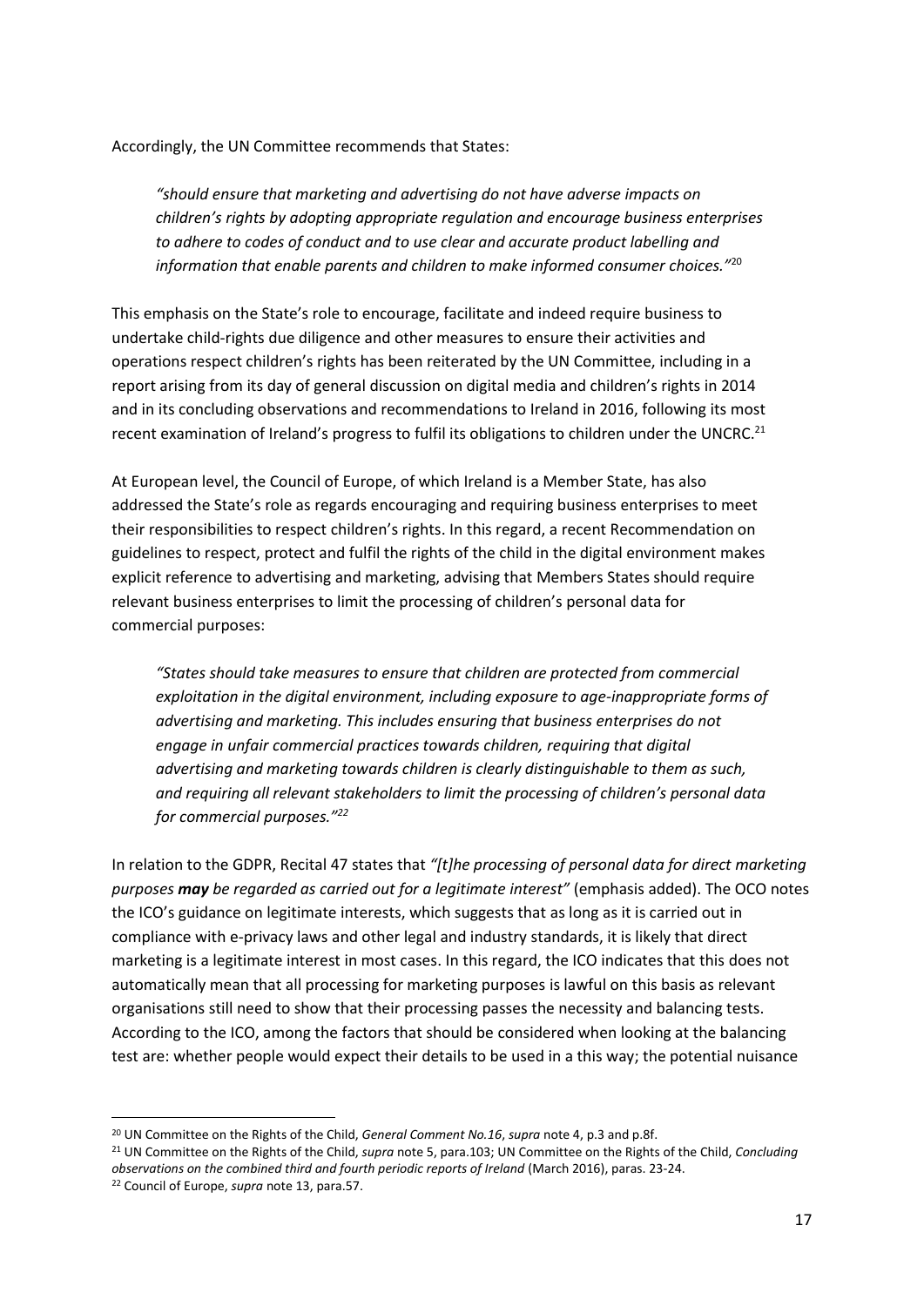Accordingly, the UN Committee recommends that States:

> *"should ensure that marketing and advertising do not have adverse impacts on children's rights by adopting appropriate regulation and encourage business enterprises to adhere to codes of conduct and to use clear and accurate product labelling and information that enable parents and children to make informed consumer choices."*[20]

This emphasis on the State's role to encourage, facilitate and indeed require business to undertake child-rights due diligence and other measures to ensure their activities and operations respect children's rights has been reiterated by the UN Committee, including in a report arising from its day of general discussion on digital media and children's rights in 2014 and in its concluding observations and recommendations to Ireland in 2016, following its most recent examination of Ireland's progress to fulfil its obligations to children under the UNCRC.[21]

At European level, the Council of Europe, of which Ireland is a Member State, has also addressed the State's role as regards encouraging and requiring business enterprises to meet their responsibilities to respect children's rights. In this regard, a recent Recommendation on guidelines to respect, protect and fulfil the rights of the child in the digital environment makes explicit reference to advertising and marketing, advising that Members States should require relevant business enterprises to limit the processing of children's personal data for commercial purposes:

> *"States should take measures to ensure that children are protected from commercial exploitation in the digital environment, including exposure to age-inappropriate forms of advertising and marketing. This includes ensuring that business enterprises do not engage in unfair commercial practices towards children, requiring that digital advertising and marketing towards children is clearly distinguishable to them as such, and requiring all relevant stakeholders to limit the processing of children's personal data for commercial purposes."[22]*

In relation to the GDPR, Recital 47 states that *"[t]he processing of personal data for direct marketing purposes **may** be regarded as carried out for a legitimate interest"* (emphasis added). The OCO notes the ICO's guidance on legitimate interests, which suggests that as long as it is carried out in compliance with e-privacy laws and other legal and industry standards, it is likely that direct marketing is a legitimate interest in most cases. In this regard, the ICO indicates that this does not automatically mean that all processing for marketing purposes is lawful on this basis as relevant organisations still need to show that their processing passes the necessity and balancing tests. According to the ICO, among the factors that should be considered when looking at the balancing test are: whether people would expect their details to be used in a this way; the potential nuisance

---

[20] UN Committee on the Rights of the Child, *General Comment No.16*, *supra* note 4, p.3 and p.8f.

[21] UN Committee on the Rights of the Child, *supra* note 5, para.103; UN Committee on the Rights of the Child, *Concluding observations on the combined third and fourth periodic reports of Ireland* (March 2016), paras. 23-24.

[22] Council of Europe, *supra* note 13, para.57.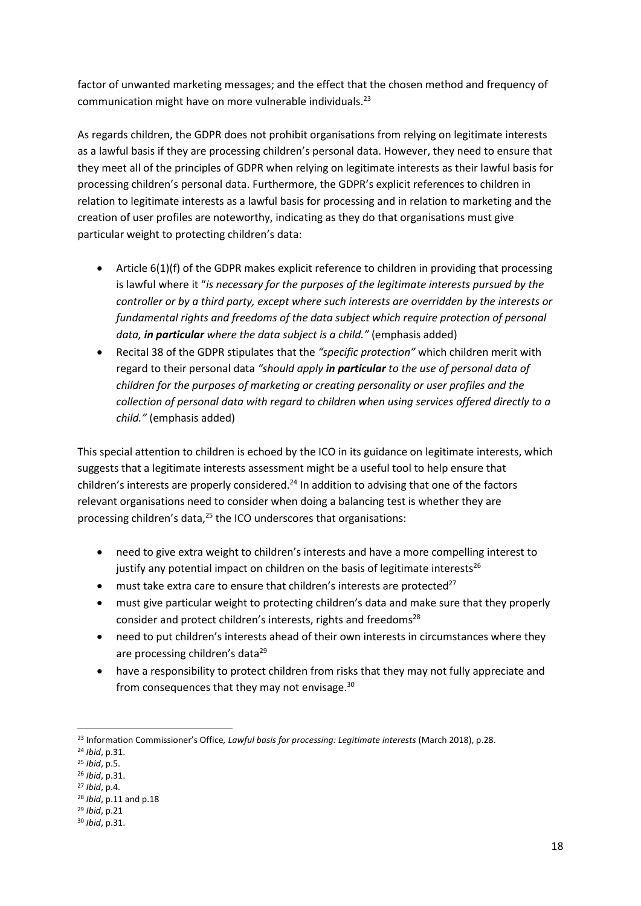factor of unwanted marketing messages; and the effect that the chosen method and frequency of communication might have on more vulnerable individuals.[23]

As regards children, the GDPR does not prohibit organisations from relying on legitimate interests as a lawful basis if they are processing children's personal data. However, they need to ensure that they meet all of the principles of GDPR when relying on legitimate interests as their lawful basis for processing children's personal data. Furthermore, the GDPR's explicit references to children in relation to legitimate interests as a lawful basis for processing and in relation to marketing and the creation of user profiles are noteworthy, indicating as they do that organisations must give particular weight to protecting children's data:

- Article 6(1)(f) of the GDPR makes explicit reference to children in providing that processing is lawful where it "*is necessary for the purposes of the legitimate interests pursued by the controller or by a third party, except where such interests are overridden by the interests or fundamental rights and freedoms of the data subject which require protection of personal data, **in particular** where the data subject is a child."* (emphasis added)
- Recital 38 of the GDPR stipulates that the *"specific protection"* which children merit with regard to their personal data *"should apply **in particular** to the use of personal data of children for the purposes of marketing or creating personality or user profiles and the collection of personal data with regard to children when using services offered directly to a child."* (emphasis added)

This special attention to children is echoed by the ICO in its guidance on legitimate interests, which suggests that a legitimate interests assessment might be a useful tool to help ensure that children's interests are properly considered.[24] In addition to advising that one of the factors relevant organisations need to consider when doing a balancing test is whether they are processing children's data,[25] the ICO underscores that organisations:

- need to give extra weight to children's interests and have a more compelling interest to justify any potential impact on children on the basis of legitimate interests[26]
- must take extra care to ensure that children's interests are protected[27]
- must give particular weight to protecting children's data and make sure that they properly consider and protect children's interests, rights and freedoms[28]
- need to put children's interests ahead of their own interests in circumstances where they are processing children's data[29]
- have a responsibility to protect children from risks that they may not fully appreciate and from consequences that they may not envisage.[30]

---

[23] Information Commissioner's Office*, Lawful basis for processing: Legitimate interests* (March 2018), p.28.
[24] *Ibid*, p.31.
[25] *Ibid*, p.5.
[26] *Ibid*, p.31.
[27] *Ibid*, p.4.
[28] *Ibid*, p.11 and p.18
[29] *Ibid*, p.21
[30] *Ibid*, p.31.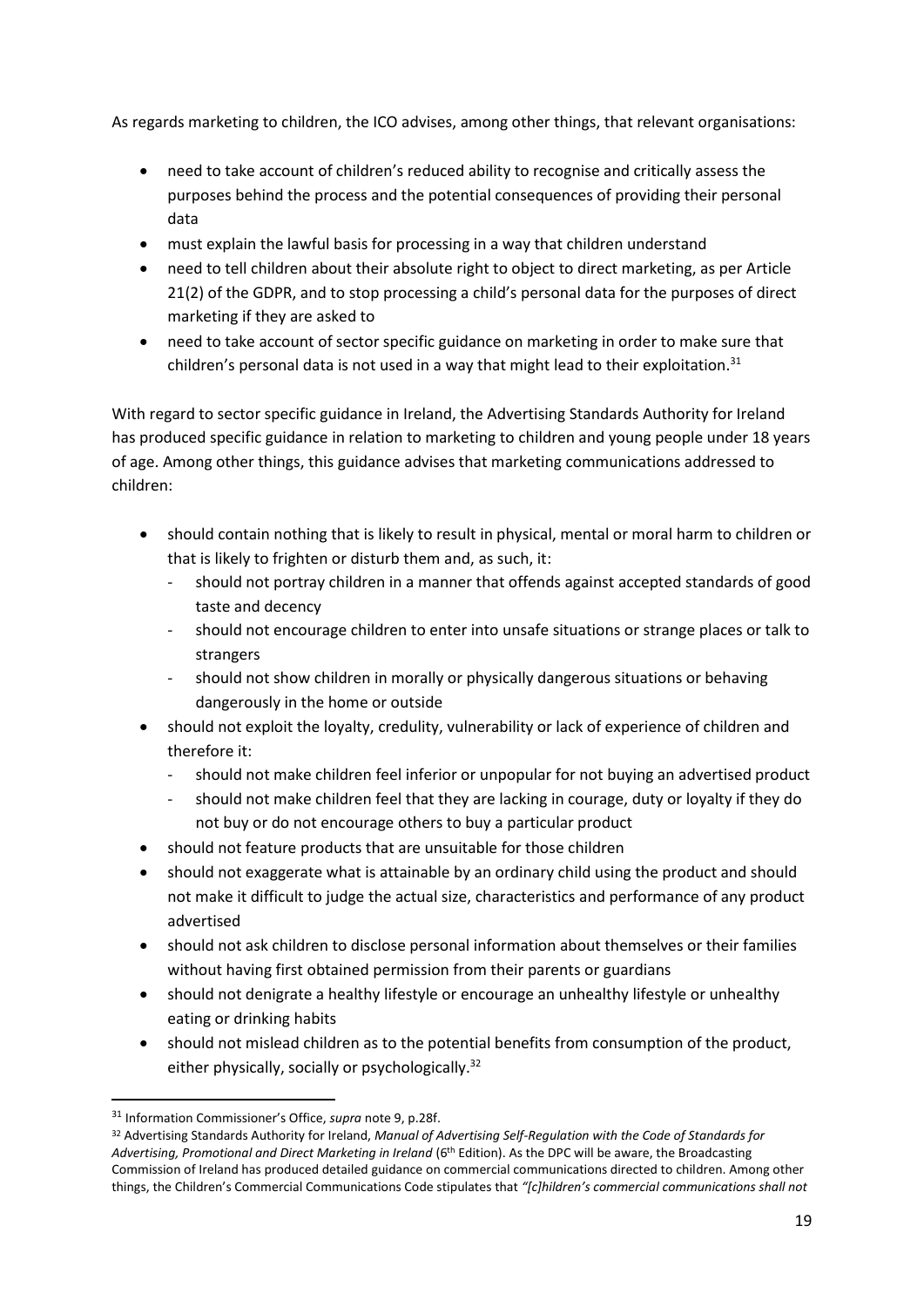As regards marketing to children, the ICO advises, among other things, that relevant organisations:

- need to take account of children's reduced ability to recognise and critically assess the purposes behind the process and the potential consequences of providing their personal data
- must explain the lawful basis for processing in a way that children understand
- need to tell children about their absolute right to object to direct marketing, as per Article 21(2) of the GDPR, and to stop processing a child's personal data for the purposes of direct marketing if they are asked to
- need to take account of sector specific guidance on marketing in order to make sure that children's personal data is not used in a way that might lead to their exploitation.[31]

With regard to sector specific guidance in Ireland, the Advertising Standards Authority for Ireland has produced specific guidance in relation to marketing to children and young people under 18 years of age. Among other things, this guidance advises that marketing communications addressed to children:

- should contain nothing that is likely to result in physical, mental or moral harm to children or that is likely to frighten or disturb them and, as such, it:
  - should not portray children in a manner that offends against accepted standards of good taste and decency
  - should not encourage children to enter into unsafe situations or strange places or talk to strangers
  - should not show children in morally or physically dangerous situations or behaving dangerously in the home or outside
- should not exploit the loyalty, credulity, vulnerability or lack of experience of children and therefore it:
  - should not make children feel inferior or unpopular for not buying an advertised product
  - should not make children feel that they are lacking in courage, duty or loyalty if they do not buy or do not encourage others to buy a particular product
- should not feature products that are unsuitable for those children
- should not exaggerate what is attainable by an ordinary child using the product and should not make it difficult to judge the actual size, characteristics and performance of any product advertised
- should not ask children to disclose personal information about themselves or their families without having first obtained permission from their parents or guardians
- should not denigrate a healthy lifestyle or encourage an unhealthy lifestyle or unhealthy eating or drinking habits
- should not mislead children as to the potential benefits from consumption of the product, either physically, socially or psychologically.[32]

---

[31] Information Commissioner's Office, *supra* note 9, p.28f.

[32] Advertising Standards Authority for Ireland, *Manual of Advertising Self-Regulation with the Code of Standards for Advertising, Promotional and Direct Marketing in Ireland* (6th Edition). As the DPC will be aware, the Broadcasting Commission of Ireland has produced detailed guidance on commercial communications directed to children. Among other things, the Children's Commercial Communications Code stipulates that *"[c]hildren's commercial communications shall not*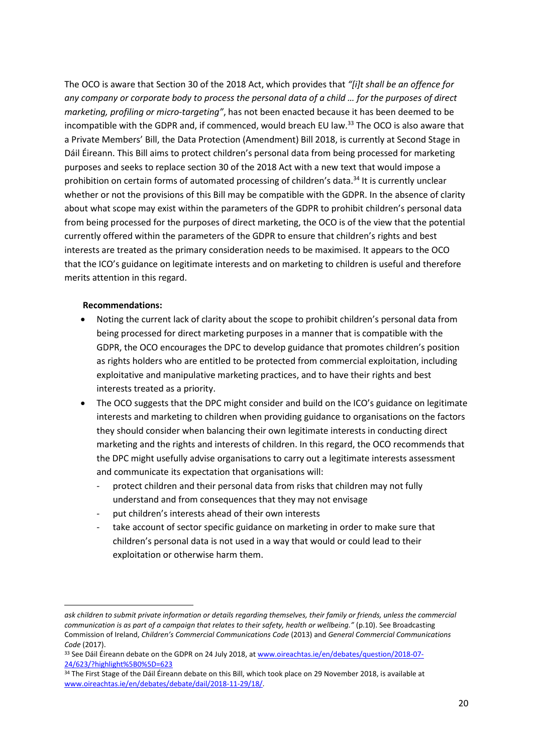The OCO is aware that Section 30 of the 2018 Act, which provides that *"[i]t shall be an offence for any company or corporate body to process the personal data of a child … for the purposes of direct marketing, profiling or micro-targeting"*, has not been enacted because it has been deemed to be incompatible with the GDPR and, if commenced, would breach EU law.[33] The OCO is also aware that a Private Members' Bill, the Data Protection (Amendment) Bill 2018, is currently at Second Stage in Dáil Éireann. This Bill aims to protect children's personal data from being processed for marketing purposes and seeks to replace section 30 of the 2018 Act with a new text that would impose a prohibition on certain forms of automated processing of children's data.[34] It is currently unclear whether or not the provisions of this Bill may be compatible with the GDPR. In the absence of clarity about what scope may exist within the parameters of the GDPR to prohibit children's personal data from being processed for the purposes of direct marketing, the OCO is of the view that the potential currently offered within the parameters of the GDPR to ensure that children's rights and best interests are treated as the primary consideration needs to be maximised. It appears to the OCO that the ICO's guidance on legitimate interests and on marketing to children is useful and therefore merits attention in this regard.

**Recommendations:**

- Noting the current lack of clarity about the scope to prohibit children's personal data from being processed for direct marketing purposes in a manner that is compatible with the GDPR, the OCO encourages the DPC to develop guidance that promotes children's position as rights holders who are entitled to be protected from commercial exploitation, including exploitative and manipulative marketing practices, and to have their rights and best interests treated as a priority.
- The OCO suggests that the DPC might consider and build on the ICO's guidance on legitimate interests and marketing to children when providing guidance to organisations on the factors they should consider when balancing their own legitimate interests in conducting direct marketing and the rights and interests of children. In this regard, the OCO recommends that the DPC might usefully advise organisations to carry out a legitimate interests assessment and communicate its expectation that organisations will:
  - protect children and their personal data from risks that children may not fully understand and from consequences that they may not envisage
  - put children's interests ahead of their own interests
  - take account of sector specific guidance on marketing in order to make sure that children's personal data is not used in a way that would or could lead to their exploitation or otherwise harm them.

---

*ask children to submit private information or details regarding themselves, their family or friends, unless the commercial communication is as part of a campaign that relates to their safety, health or wellbeing."* (p.10). See Broadcasting Commission of Ireland, *Children's Commercial Communications Code* (2013) and *General Commercial Communications Code* (2017).

[33] See Dáil Éireann debate on the GDPR on 24 July 2018, at www.oireachtas.ie/en/debates/question/2018-07-24/623/?highlight%5B0%5D=623

[34] The First Stage of the Dáil Éireann debate on this Bill, which took place on 29 November 2018, is available at www.oireachtas.ie/en/debates/debate/dail/2018-11-29/18/.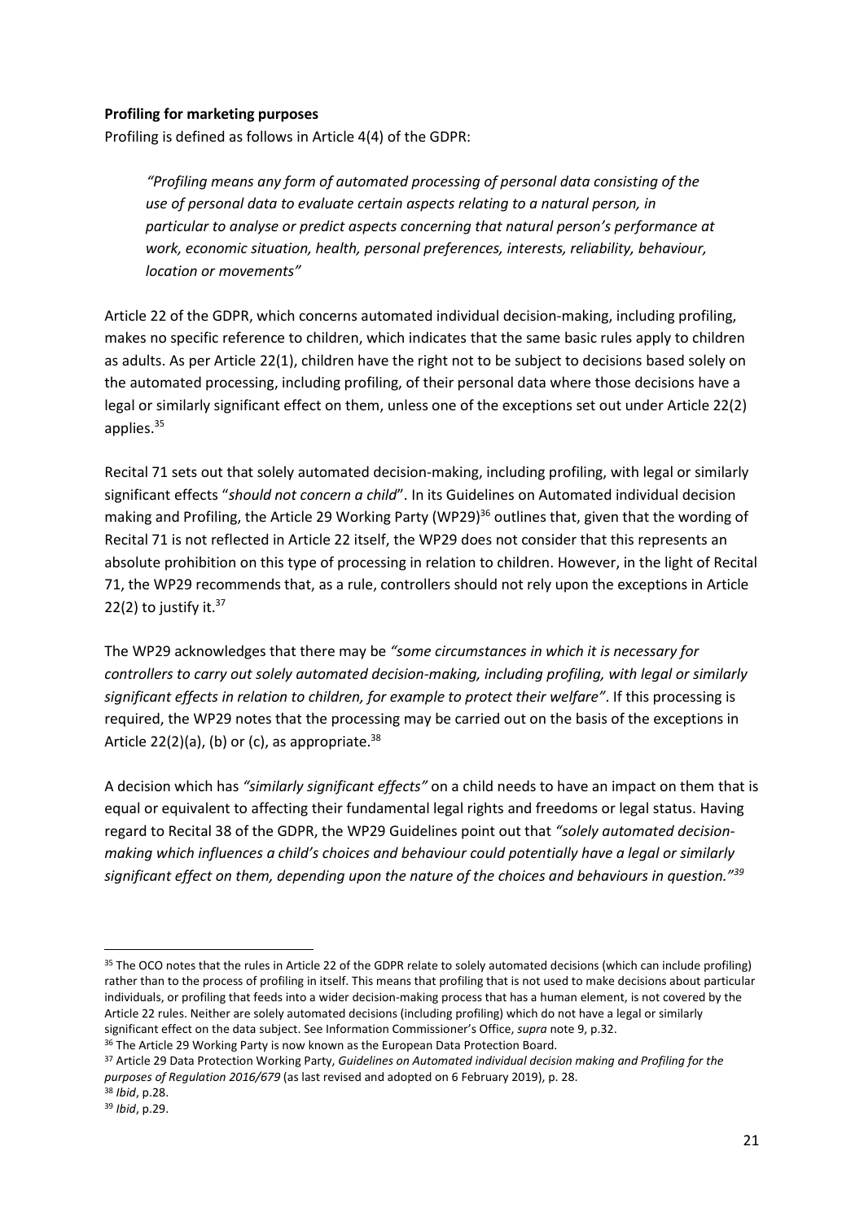**Profiling for marketing purposes**

Profiling is defined as follows in Article 4(4) of the GDPR:

> *"Profiling means any form of automated processing of personal data consisting of the use of personal data to evaluate certain aspects relating to a natural person, in particular to analyse or predict aspects concerning that natural person's performance at work, economic situation, health, personal preferences, interests, reliability, behaviour, location or movements"*

Article 22 of the GDPR, which concerns automated individual decision-making, including profiling, makes no specific reference to children, which indicates that the same basic rules apply to children as adults. As per Article 22(1), children have the right not to be subject to decisions based solely on the automated processing, including profiling, of their personal data where those decisions have a legal or similarly significant effect on them, unless one of the exceptions set out under Article 22(2) applies.[35]

Recital 71 sets out that solely automated decision-making, including profiling, with legal or similarly significant effects "*should not concern a child*". In its Guidelines on Automated individual decision making and Profiling, the Article 29 Working Party (WP29)[36] outlines that, given that the wording of Recital 71 is not reflected in Article 22 itself, the WP29 does not consider that this represents an absolute prohibition on this type of processing in relation to children. However, in the light of Recital 71, the WP29 recommends that, as a rule, controllers should not rely upon the exceptions in Article 22(2) to justify it.[37]

The WP29 acknowledges that there may be *"some circumstances in which it is necessary for controllers to carry out solely automated decision-making, including profiling, with legal or similarly significant effects in relation to children, for example to protect their welfare"*. If this processing is required, the WP29 notes that the processing may be carried out on the basis of the exceptions in Article 22(2)(a), (b) or (c), as appropriate.[38]

A decision which has *"similarly significant effects"* on a child needs to have an impact on them that is equal or equivalent to affecting their fundamental legal rights and freedoms or legal status. Having regard to Recital 38 of the GDPR, the WP29 Guidelines point out that *"solely automated decision-making which influences a child's choices and behaviour could potentially have a legal or similarly significant effect on them, depending upon the nature of the choices and behaviours in question."*[39]

---

[35] The OCO notes that the rules in Article 22 of the GDPR relate to solely automated decisions (which can include profiling) rather than to the process of profiling in itself. This means that profiling that is not used to make decisions about particular individuals, or profiling that feeds into a wider decision-making process that has a human element, is not covered by the Article 22 rules. Neither are solely automated decisions (including profiling) which do not have a legal or similarly significant effect on the data subject. See Information Commissioner's Office, *supra* note 9, p.32.

[36] The Article 29 Working Party is now known as the European Data Protection Board.

[37] Article 29 Data Protection Working Party, *Guidelines on Automated individual decision making and Profiling for the purposes of Regulation 2016/679* (as last revised and adopted on 6 February 2019), p. 28.

[38] *Ibid*, p.28.

[39] *Ibid*, p.29.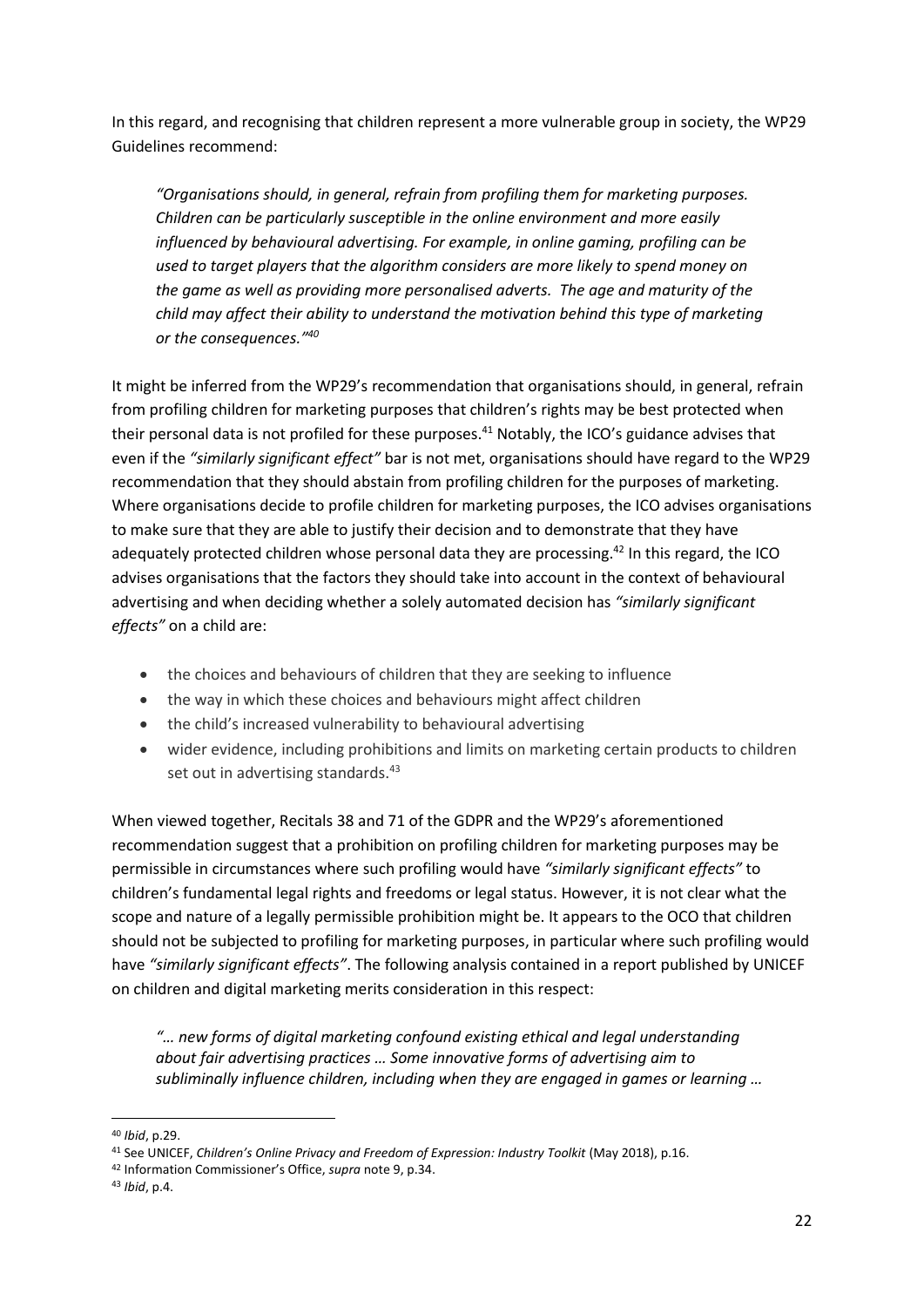In this regard, and recognising that children represent a more vulnerable group in society, the WP29 Guidelines recommend:

> *"Organisations should, in general, refrain from profiling them for marketing purposes. Children can be particularly susceptible in the online environment and more easily influenced by behavioural advertising. For example, in online gaming, profiling can be used to target players that the algorithm considers are more likely to spend money on the game as well as providing more personalised adverts. The age and maturity of the child may affect their ability to understand the motivation behind this type of marketing or the consequences."*[40]

It might be inferred from the WP29's recommendation that organisations should, in general, refrain from profiling children for marketing purposes that children's rights may be best protected when their personal data is not profiled for these purposes.[41] Notably, the ICO's guidance advises that even if the *"similarly significant effect"* bar is not met, organisations should have regard to the WP29 recommendation that they should abstain from profiling children for the purposes of marketing. Where organisations decide to profile children for marketing purposes, the ICO advises organisations to make sure that they are able to justify their decision and to demonstrate that they have adequately protected children whose personal data they are processing.[42] In this regard, the ICO advises organisations that the factors they should take into account in the context of behavioural advertising and when deciding whether a solely automated decision has *"similarly significant effects"* on a child are:

- the choices and behaviours of children that they are seeking to influence
- the way in which these choices and behaviours might affect children
- the child's increased vulnerability to behavioural advertising
- wider evidence, including prohibitions and limits on marketing certain products to children set out in advertising standards.[43]

When viewed together, Recitals 38 and 71 of the GDPR and the WP29's aforementioned recommendation suggest that a prohibition on profiling children for marketing purposes may be permissible in circumstances where such profiling would have *"similarly significant effects"* to children's fundamental legal rights and freedoms or legal status. However, it is not clear what the scope and nature of a legally permissible prohibition might be. It appears to the OCO that children should not be subjected to profiling for marketing purposes, in particular where such profiling would have *"similarly significant effects"*. The following analysis contained in a report published by UNICEF on children and digital marketing merits consideration in this respect:

> *"… new forms of digital marketing confound existing ethical and legal understanding about fair advertising practices … Some innovative forms of advertising aim to subliminally influence children, including when they are engaged in games or learning …*

---

[40] *Ibid*, p.29.

[41] See UNICEF, *Children's Online Privacy and Freedom of Expression: Industry Toolkit* (May 2018), p.16.

[42] Information Commissioner's Office, *supra* note 9, p.34.

[43] *Ibid*, p.4.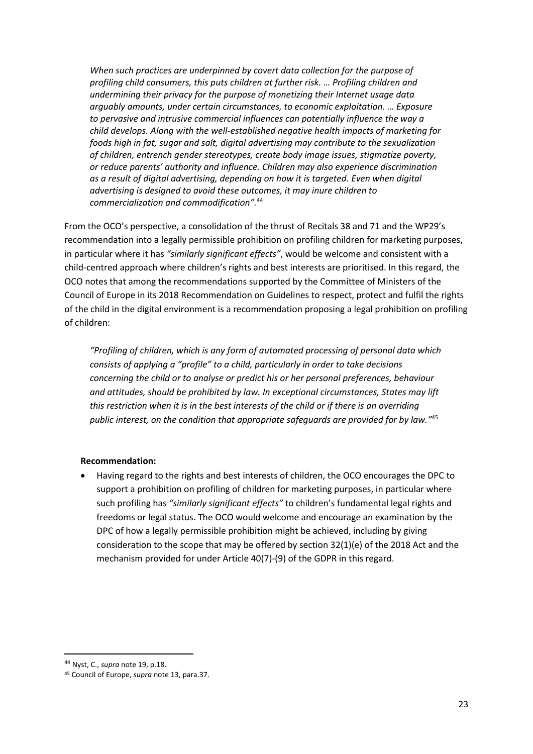> *When such practices are underpinned by covert data collection for the purpose of profiling child consumers, this puts children at further risk. … Profiling children and undermining their privacy for the purpose of monetizing their Internet usage data arguably amounts, under certain circumstances, to economic exploitation. … Exposure to pervasive and intrusive commercial influences can potentially influence the way a child develops. Along with the well-established negative health impacts of marketing for foods high in fat, sugar and salt, digital advertising may contribute to the sexualization of children, entrench gender stereotypes, create body image issues, stigmatize poverty, or reduce parents' authority and influence. Children may also experience discrimination as a result of digital advertising, depending on how it is targeted. Even when digital advertising is designed to avoid these outcomes, it may inure children to commercialization and commodification".*[44]

From the OCO's perspective, a consolidation of the thrust of Recitals 38 and 71 and the WP29's recommendation into a legally permissible prohibition on profiling children for marketing purposes, in particular where it has *"similarly significant effects"*, would be welcome and consistent with a child-centred approach where children's rights and best interests are prioritised. In this regard, the OCO notes that among the recommendations supported by the Committee of Ministers of the Council of Europe in its 2018 Recommendation on Guidelines to respect, protect and fulfil the rights of the child in the digital environment is a recommendation proposing a legal prohibition on profiling of children:

> *"Profiling of children, which is any form of automated processing of personal data which consists of applying a "profile" to a child, particularly in order to take decisions concerning the child or to analyse or predict his or her personal preferences, behaviour and attitudes, should be prohibited by law. In exceptional circumstances, States may lift this restriction when it is in the best interests of the child or if there is an overriding public interest, on the condition that appropriate safeguards are provided for by law."*[45]

**Recommendation:**

- Having regard to the rights and best interests of children, the OCO encourages the DPC to support a prohibition on profiling of children for marketing purposes, in particular where such profiling has *"similarly significant effects"* to children's fundamental legal rights and freedoms or legal status. The OCO would welcome and encourage an examination by the DPC of how a legally permissible prohibition might be achieved, including by giving consideration to the scope that may be offered by section 32(1)(e) of the 2018 Act and the mechanism provided for under Article 40(7)-(9) of the GDPR in this regard.

---

[44] Nyst, C., *supra* note 19, p.18.

[45] Council of Europe, *supra* note 13, para.37.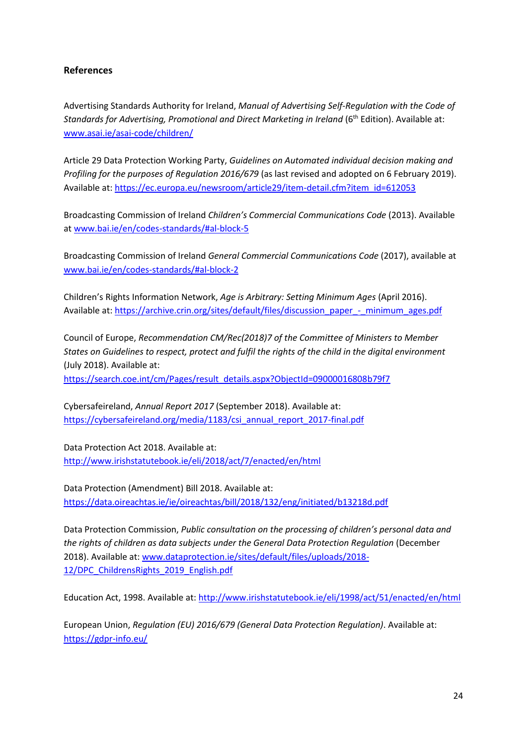**References**

Advertising Standards Authority for Ireland, *Manual of Advertising Self-Regulation with the Code of Standards for Advertising, Promotional and Direct Marketing in Ireland* (6th Edition). Available at: www.asai.ie/asai-code/children/

Article 29 Data Protection Working Party, *Guidelines on Automated individual decision making and Profiling for the purposes of Regulation 2016/679* (as last revised and adopted on 6 February 2019). Available at: https://ec.europa.eu/newsroom/article29/item-detail.cfm?item_id=612053

Broadcasting Commission of Ireland *Children's Commercial Communications Code* (2013). Available at www.bai.ie/en/codes-standards/#al-block-5

Broadcasting Commission of Ireland *General Commercial Communications Code* (2017), available at www.bai.ie/en/codes-standards/#al-block-2

Children's Rights Information Network, *Age is Arbitrary: Setting Minimum Ages* (April 2016). Available at: https://archive.crin.org/sites/default/files/discussion_paper_-_minimum_ages.pdf

Council of Europe, *Recommendation CM/Rec(2018)7 of the Committee of Ministers to Member States on Guidelines to respect, protect and fulfil the rights of the child in the digital environment* (July 2018). Available at: https://search.coe.int/cm/Pages/result_details.aspx?ObjectId=09000016808b79f7

Cybersafeireland, *Annual Report 2017* (September 2018). Available at: https://cybersafeireland.org/media/1183/csi_annual_report_2017-final.pdf

Data Protection Act 2018. Available at: http://www.irishstatutebook.ie/eli/2018/act/7/enacted/en/html

Data Protection (Amendment) Bill 2018. Available at: https://data.oireachtas.ie/ie/oireachtas/bill/2018/132/eng/initiated/b13218d.pdf

Data Protection Commission, *Public consultation on the processing of children's personal data and the rights of children as data subjects under the General Data Protection Regulation* (December 2018). Available at: www.dataprotection.ie/sites/default/files/uploads/2018-12/DPC_ChildrensRights_2019_English.pdf

Education Act, 1998. Available at: http://www.irishstatutebook.ie/eli/1998/act/51/enacted/en/html

European Union, *Regulation (EU) 2016/679 (General Data Protection Regulation)*. Available at: https://gdpr-info.eu/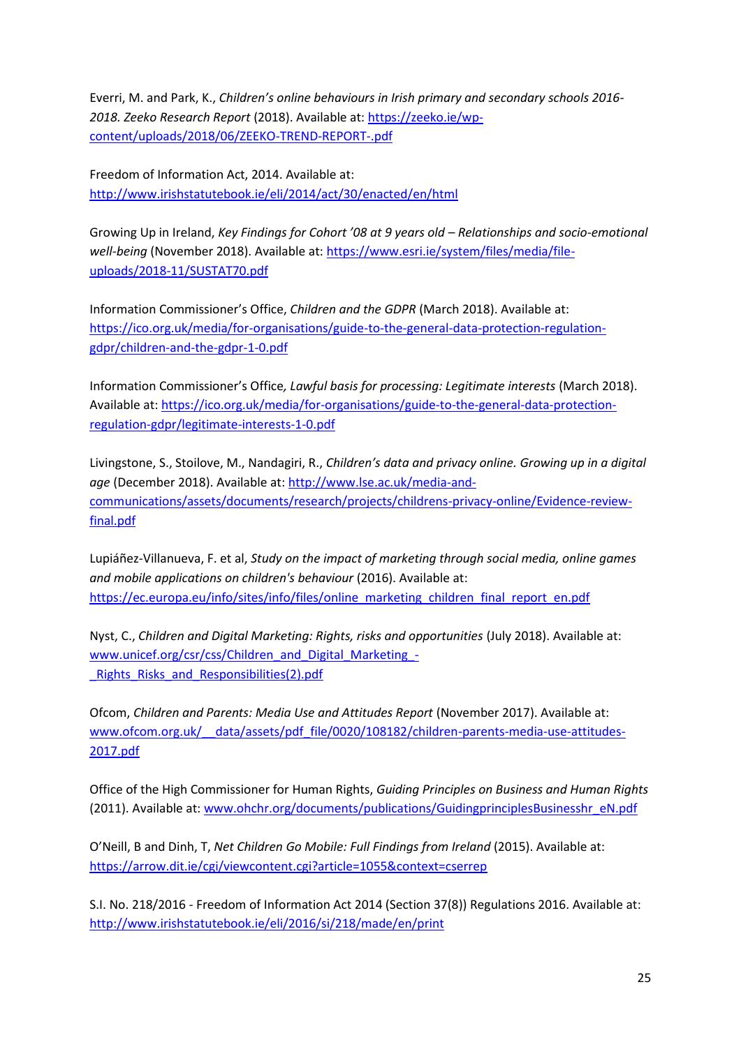Everri, M. and Park, K., *Children's online behaviours in Irish primary and secondary schools 2016-2018. Zeeko Research Report* (2018). Available at: https://zeeko.ie/wp-content/uploads/2018/06/ZEEKO-TREND-REPORT-.pdf

Freedom of Information Act, 2014. Available at: http://www.irishstatutebook.ie/eli/2014/act/30/enacted/en/html

Growing Up in Ireland, *Key Findings for Cohort '08 at 9 years old – Relationships and socio-emotional well-being* (November 2018). Available at: https://www.esri.ie/system/files/media/file-uploads/2018-11/SUSTAT70.pdf

Information Commissioner's Office, *Children and the GDPR* (March 2018). Available at: https://ico.org.uk/media/for-organisations/guide-to-the-general-data-protection-regulation-gdpr/children-and-the-gdpr-1-0.pdf

Information Commissioner's Office, *Lawful basis for processing: Legitimate interests* (March 2018). Available at: https://ico.org.uk/media/for-organisations/guide-to-the-general-data-protection-regulation-gdpr/legitimate-interests-1-0.pdf

Livingstone, S., Stoilove, M., Nandagiri, R., *Children's data and privacy online. Growing up in a digital age* (December 2018). Available at: http://www.lse.ac.uk/media-and-communications/assets/documents/research/projects/childrens-privacy-online/Evidence-review-final.pdf

Lupiáñez-Villanueva, F. et al, *Study on the impact of marketing through social media, online games and mobile applications on children's behaviour* (2016). Available at: https://ec.europa.eu/info/sites/info/files/online_marketing_children_final_report_en.pdf

Nyst, C., *Children and Digital Marketing: Rights, risks and opportunities* (July 2018). Available at: www.unicef.org/csr/css/Children_and_Digital_Marketing_-_Rights_Risks_and_Responsibilities(2).pdf

Ofcom, *Children and Parents: Media Use and Attitudes Report* (November 2017). Available at: www.ofcom.org.uk/__data/assets/pdf_file/0020/108182/children-parents-media-use-attitudes-2017.pdf

Office of the High Commissioner for Human Rights, *Guiding Principles on Business and Human Rights* (2011). Available at: www.ohchr.org/documents/publications/GuidingprinciplesBusinesshr_eN.pdf

O'Neill, B and Dinh, T, *Net Children Go Mobile: Full Findings from Ireland* (2015). Available at: https://arrow.dit.ie/cgi/viewcontent.cgi?article=1055&context=cserrep

S.I. No. 218/2016 - Freedom of Information Act 2014 (Section 37(8)) Regulations 2016. Available at: http://www.irishstatutebook.ie/eli/2016/si/218/made/en/print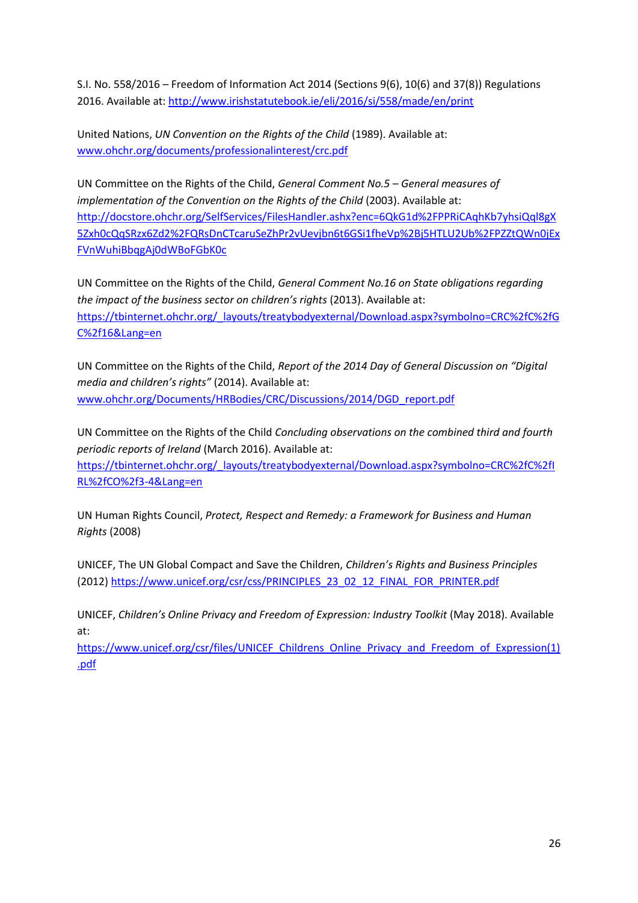S.I. No. 558/2016 – Freedom of Information Act 2014 (Sections 9(6), 10(6) and 37(8)) Regulations 2016. Available at: http://www.irishstatutebook.ie/eli/2016/si/558/made/en/print

United Nations, *UN Convention on the Rights of the Child* (1989). Available at: www.ohchr.org/documents/professionalinterest/crc.pdf

UN Committee on the Rights of the Child, *General Comment No.5 – General measures of implementation of the Convention on the Rights of the Child* (2003). Available at: http://docstore.ohchr.org/SelfServices/FilesHandler.ashx?enc=6QkG1d%2FPPRiCAqhKb7yhsiQql8gX5Zxh0cQqSRzx6Zd2%2FQRsDnCTcaruSeZhPr2vUevjbn6t6GSi1fheVp%2Bj5HTLU2Ub%2FPZZtQWn0jExFVnWuhiBbqgAj0dWBoFGbK0c

UN Committee on the Rights of the Child, *General Comment No.16 on State obligations regarding the impact of the business sector on children's rights* (2013). Available at: https://tbinternet.ohchr.org/_layouts/treatybodyexternal/Download.aspx?symbolno=CRC%2fC%2fGC%2f16&Lang=en

UN Committee on the Rights of the Child, *Report of the 2014 Day of General Discussion on "Digital media and children's rights"* (2014). Available at: www.ohchr.org/Documents/HRBodies/CRC/Discussions/2014/DGD_report.pdf

UN Committee on the Rights of the Child *Concluding observations on the combined third and fourth periodic reports of Ireland* (March 2016). Available at: https://tbinternet.ohchr.org/_layouts/treatybodyexternal/Download.aspx?symbolno=CRC%2fC%2fIRL%2fCO%2f3-4&Lang=en

UN Human Rights Council, *Protect, Respect and Remedy: a Framework for Business and Human Rights* (2008)

UNICEF, The UN Global Compact and Save the Children, *Children's Rights and Business Principles* (2012) https://www.unicef.org/csr/css/PRINCIPLES_23_02_12_FINAL_FOR_PRINTER.pdf

UNICEF, *Children's Online Privacy and Freedom of Expression: Industry Toolkit* (May 2018). Available at: https://www.unicef.org/csr/files/UNICEF_Childrens_Online_Privacy_and_Freedom_of_Expression(1).pdf